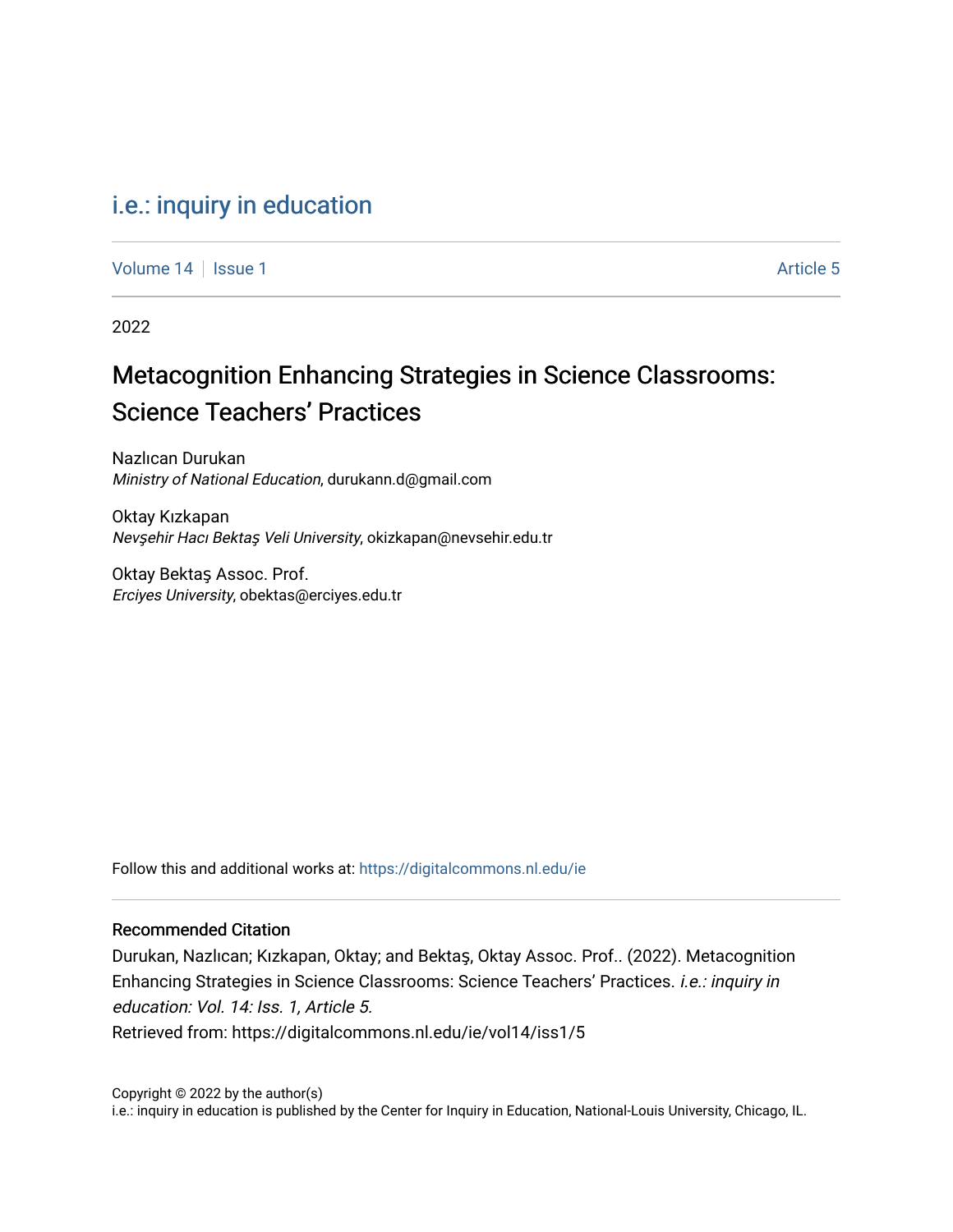i.e.: inquiry in education

Volume 14 | Issue 1 | Article 5

2022

# Metacognition Enhancing Strategies in Science Classrooms: Science Teachers’ Practices

Nazlıcan Durukan
*Ministry of National Education*, durukann.d@gmail.com

Oktay Kızkapan
*Nevşehir Hacı Bektaş Veli University*, okizkapan@nevsehir.edu.tr

Oktay Bektaş Assoc. Prof.
*Erciyes University*, obektas@erciyes.edu.tr

Follow this and additional works at: https://digitalcommons.nl.edu/ie

## Recommended Citation

Durukan, Nazlıcan; Kızkapan, Oktay; and Bektaş, Oktay Assoc. Prof.. (2022). Metacognition Enhancing Strategies in Science Classrooms: Science Teachers’ Practices. *i.e.: inquiry in education: Vol. 14: Iss. 1, Article 5.*
Retrieved from: https://digitalcommons.nl.edu/ie/vol14/iss1/5

Copyright © 2022 by the author(s)
i.e.: inquiry in education is published by the Center for Inquiry in Education, National-Louis University, Chicago, IL.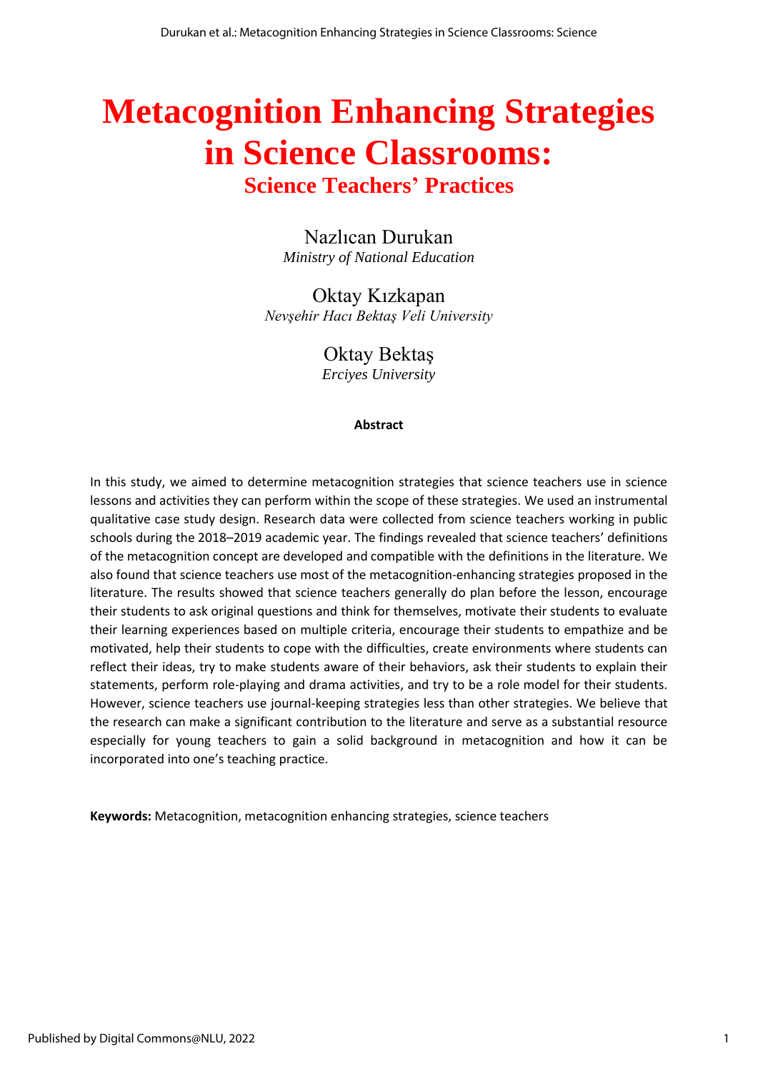# Metacognition Enhancing Strategies in Science Classrooms:

## Science Teachers' Practices

Nazlıcan Durukan
*Ministry of National Education*

Oktay Kızkapan
*Nevşehir Hacı Bektaş Veli University*

Oktay Bektaş
*Erciyes University*

**Abstract**

In this study, we aimed to determine metacognition strategies that science teachers use in science lessons and activities they can perform within the scope of these strategies. We used an instrumental qualitative case study design. Research data were collected from science teachers working in public schools during the 2018–2019 academic year. The findings revealed that science teachers' definitions of the metacognition concept are developed and compatible with the definitions in the literature. We also found that science teachers use most of the metacognition-enhancing strategies proposed in the literature. The results showed that science teachers generally do plan before the lesson, encourage their students to ask original questions and think for themselves, motivate their students to evaluate their learning experiences based on multiple criteria, encourage their students to empathize and be motivated, help their students to cope with the difficulties, create environments where students can reflect their ideas, try to make students aware of their behaviors, ask their students to explain their statements, perform role-playing and drama activities, and try to be a role model for their students. However, science teachers use journal-keeping strategies less than other strategies. We believe that the research can make a significant contribution to the literature and serve as a substantial resource especially for young teachers to gain a solid background in metacognition and how it can be incorporated into one's teaching practice.

**Keywords:** Metacognition, metacognition enhancing strategies, science teachers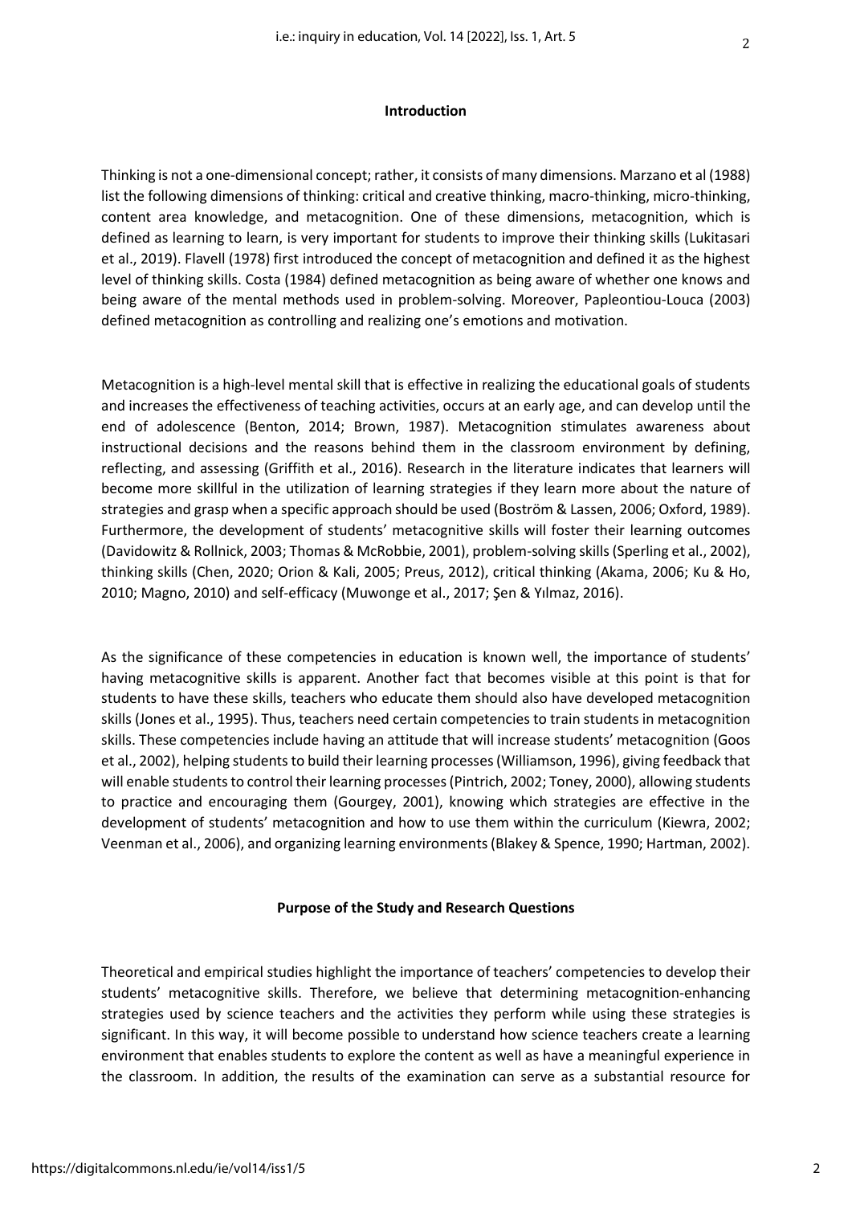## Introduction

Thinking is not a one-dimensional concept; rather, it consists of many dimensions. Marzano et al (1988) list the following dimensions of thinking: critical and creative thinking, macro-thinking, micro-thinking, content area knowledge, and metacognition. One of these dimensions, metacognition, which is defined as learning to learn, is very important for students to improve their thinking skills (Lukitasari et al., 2019). Flavell (1978) first introduced the concept of metacognition and defined it as the highest level of thinking skills. Costa (1984) defined metacognition as being aware of whether one knows and being aware of the mental methods used in problem-solving. Moreover, Papleontiou-Louca (2003) defined metacognition as controlling and realizing one's emotions and motivation.

Metacognition is a high-level mental skill that is effective in realizing the educational goals of students and increases the effectiveness of teaching activities, occurs at an early age, and can develop until the end of adolescence (Benton, 2014; Brown, 1987). Metacognition stimulates awareness about instructional decisions and the reasons behind them in the classroom environment by defining, reflecting, and assessing (Griffith et al., 2016). Research in the literature indicates that learners will become more skillful in the utilization of learning strategies if they learn more about the nature of strategies and grasp when a specific approach should be used (Boström & Lassen, 2006; Oxford, 1989). Furthermore, the development of students' metacognitive skills will foster their learning outcomes (Davidowitz & Rollnick, 2003; Thomas & McRobbie, 2001), problem-solving skills (Sperling et al., 2002), thinking skills (Chen, 2020; Orion & Kali, 2005; Preus, 2012), critical thinking (Akama, 2006; Ku & Ho, 2010; Magno, 2010) and self-efficacy (Muwonge et al., 2017; Şen & Yılmaz, 2016).

As the significance of these competencies in education is known well, the importance of students' having metacognitive skills is apparent. Another fact that becomes visible at this point is that for students to have these skills, teachers who educate them should also have developed metacognition skills (Jones et al., 1995). Thus, teachers need certain competencies to train students in metacognition skills. These competencies include having an attitude that will increase students' metacognition (Goos et al., 2002), helping students to build their learning processes (Williamson, 1996), giving feedback that will enable students to control their learning processes (Pintrich, 2002; Toney, 2000), allowing students to practice and encouraging them (Gourgey, 2001), knowing which strategies are effective in the development of students' metacognition and how to use them within the curriculum (Kiewra, 2002; Veenman et al., 2006), and organizing learning environments (Blakey & Spence, 1990; Hartman, 2002).

## Purpose of the Study and Research Questions

Theoretical and empirical studies highlight the importance of teachers' competencies to develop their students' metacognitive skills. Therefore, we believe that determining metacognition-enhancing strategies used by science teachers and the activities they perform while using these strategies is significant. In this way, it will become possible to understand how science teachers create a learning environment that enables students to explore the content as well as have a meaningful experience in the classroom. In addition, the results of the examination can serve as a substantial resource for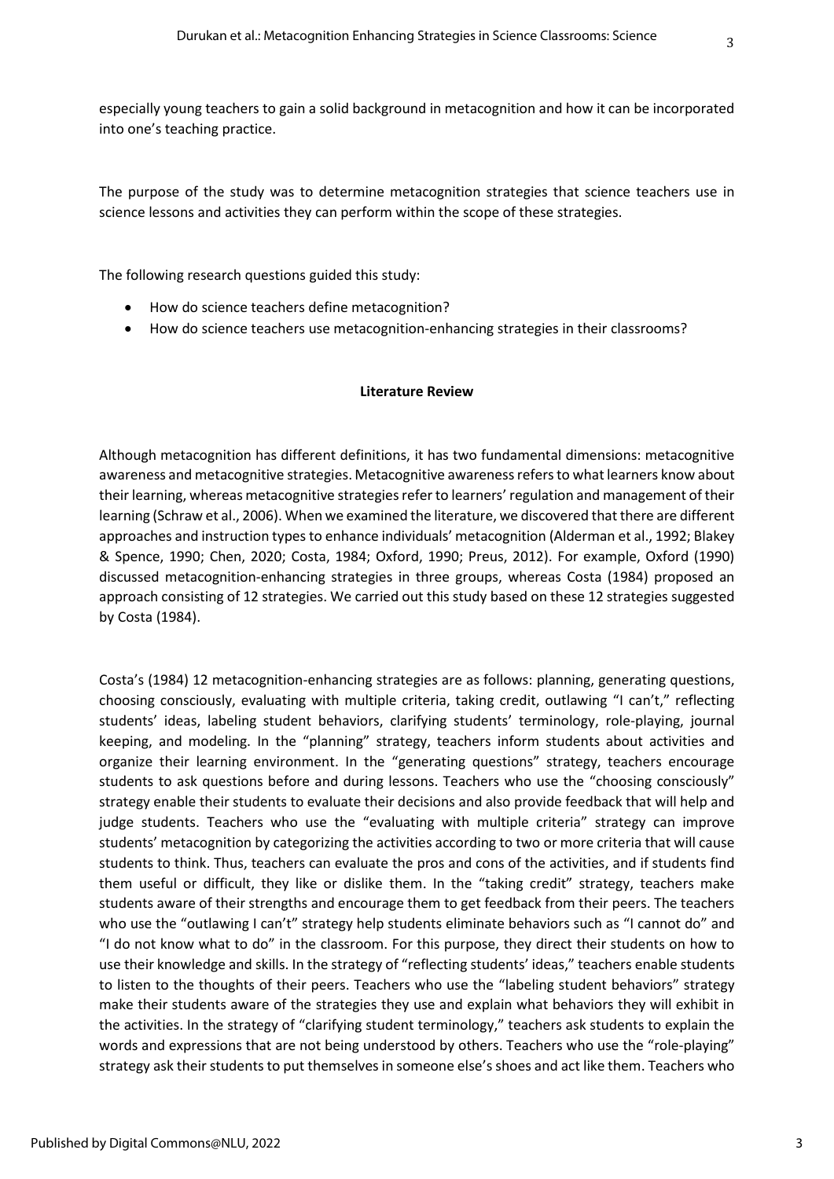especially young teachers to gain a solid background in metacognition and how it can be incorporated into one's teaching practice.

The purpose of the study was to determine metacognition strategies that science teachers use in science lessons and activities they can perform within the scope of these strategies.

The following research questions guided this study:

- How do science teachers define metacognition?
- How do science teachers use metacognition-enhancing strategies in their classrooms?

## Literature Review

Although metacognition has different definitions, it has two fundamental dimensions: metacognitive awareness and metacognitive strategies. Metacognitive awareness refers to what learners know about their learning, whereas metacognitive strategies refer to learners' regulation and management of their learning (Schraw et al., 2006). When we examined the literature, we discovered that there are different approaches and instruction types to enhance individuals' metacognition (Alderman et al., 1992; Blakey & Spence, 1990; Chen, 2020; Costa, 1984; Oxford, 1990; Preus, 2012). For example, Oxford (1990) discussed metacognition-enhancing strategies in three groups, whereas Costa (1984) proposed an approach consisting of 12 strategies. We carried out this study based on these 12 strategies suggested by Costa (1984).

Costa's (1984) 12 metacognition-enhancing strategies are as follows: planning, generating questions, choosing consciously, evaluating with multiple criteria, taking credit, outlawing "I can't," reflecting students' ideas, labeling student behaviors, clarifying students' terminology, role-playing, journal keeping, and modeling. In the "planning" strategy, teachers inform students about activities and organize their learning environment. In the "generating questions" strategy, teachers encourage students to ask questions before and during lessons. Teachers who use the "choosing consciously" strategy enable their students to evaluate their decisions and also provide feedback that will help and judge students. Teachers who use the "evaluating with multiple criteria" strategy can improve students' metacognition by categorizing the activities according to two or more criteria that will cause students to think. Thus, teachers can evaluate the pros and cons of the activities, and if students find them useful or difficult, they like or dislike them. In the "taking credit" strategy, teachers make students aware of their strengths and encourage them to get feedback from their peers. The teachers who use the "outlawing I can't" strategy help students eliminate behaviors such as "I cannot do" and "I do not know what to do" in the classroom. For this purpose, they direct their students on how to use their knowledge and skills. In the strategy of "reflecting students' ideas," teachers enable students to listen to the thoughts of their peers. Teachers who use the "labeling student behaviors" strategy make their students aware of the strategies they use and explain what behaviors they will exhibit in the activities. In the strategy of "clarifying student terminology," teachers ask students to explain the words and expressions that are not being understood by others. Teachers who use the "role-playing" strategy ask their students to put themselves in someone else's shoes and act like them. Teachers who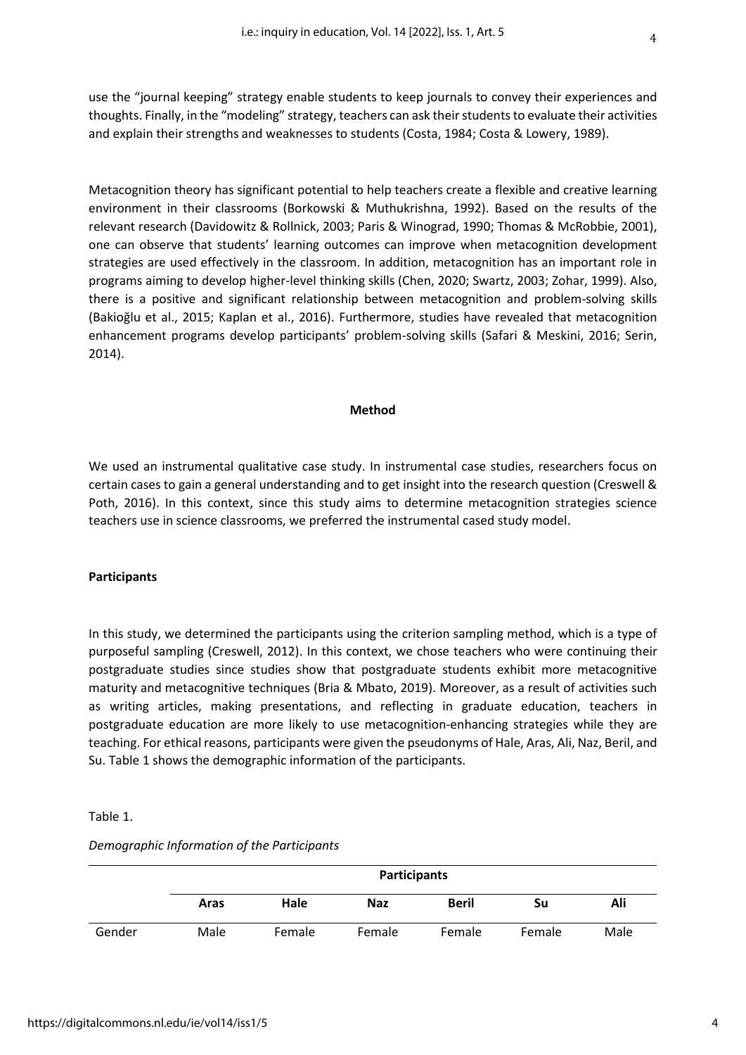use the "journal keeping" strategy enable students to keep journals to convey their experiences and thoughts. Finally, in the "modeling" strategy, teachers can ask their students to evaluate their activities and explain their strengths and weaknesses to students (Costa, 1984; Costa & Lowery, 1989).

Metacognition theory has significant potential to help teachers create a flexible and creative learning environment in their classrooms (Borkowski & Muthukrishna, 1992). Based on the results of the relevant research (Davidowitz & Rollnick, 2003; Paris & Winograd, 1990; Thomas & McRobbie, 2001), one can observe that students' learning outcomes can improve when metacognition development strategies are used effectively in the classroom. In addition, metacognition has an important role in programs aiming to develop higher-level thinking skills (Chen, 2020; Swartz, 2003; Zohar, 1999). Also, there is a positive and significant relationship between metacognition and problem-solving skills (Bakioğlu et al., 2015; Kaplan et al., 2016). Furthermore, studies have revealed that metacognition enhancement programs develop participants' problem-solving skills (Safari & Meskini, 2016; Serin, 2014).

## Method

We used an instrumental qualitative case study. In instrumental case studies, researchers focus on certain cases to gain a general understanding and to get insight into the research question (Creswell & Poth, 2016). In this context, since this study aims to determine metacognition strategies science teachers use in science classrooms, we preferred the instrumental cased study model.

### Participants

In this study, we determined the participants using the criterion sampling method, which is a type of purposeful sampling (Creswell, 2012). In this context, we chose teachers who were continuing their postgraduate studies since studies show that postgraduate students exhibit more metacognitive maturity and metacognitive techniques (Bria & Mbato, 2019). Moreover, as a result of activities such as writing articles, making presentations, and reflecting in graduate education, teachers in postgraduate education are more likely to use metacognition-enhancing strategies while they are teaching. For ethical reasons, participants were given the pseudonyms of Hale, Aras, Ali, Naz, Beril, and Su. Table 1 shows the demographic information of the participants.

Table 1.

*Demographic Information of the Participants*

| | **Participants** | | | | | |
|---|---|---|---|---|---|---|
| | **Aras** | **Hale** | **Naz** | **Beril** | **Su** | **Ali** |
| Gender | Male | Female | Female | Female | Female | Male |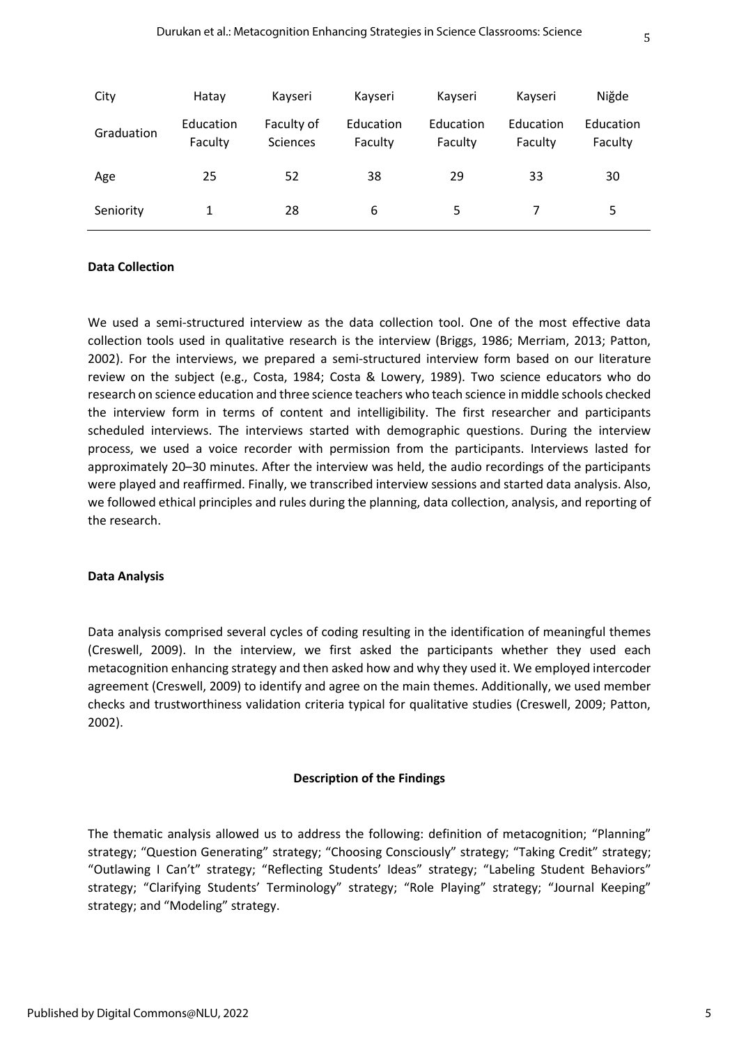| City | Hatay | Kayseri | Kayseri | Kayseri | Kayseri | Niğde |
|---|---|---|---|---|---|---|
| Graduation | Education Faculty | Faculty of Sciences | Education Faculty | Education Faculty | Education Faculty | Education Faculty |
| Age | 25 | 52 | 38 | 29 | 33 | 30 |
| Seniority | 1 | 28 | 6 | 5 | 7 | 5 |

**Data Collection**

We used a semi-structured interview as the data collection tool. One of the most effective data collection tools used in qualitative research is the interview (Briggs, 1986; Merriam, 2013; Patton, 2002). For the interviews, we prepared a semi-structured interview form based on our literature review on the subject (e.g., Costa, 1984; Costa & Lowery, 1989). Two science educators who do research on science education and three science teachers who teach science in middle schools checked the interview form in terms of content and intelligibility. The first researcher and participants scheduled interviews. The interviews started with demographic questions. During the interview process, we used a voice recorder with permission from the participants. Interviews lasted for approximately 20–30 minutes. After the interview was held, the audio recordings of the participants were played and reaffirmed. Finally, we transcribed interview sessions and started data analysis. Also, we followed ethical principles and rules during the planning, data collection, analysis, and reporting of the research.

**Data Analysis**

Data analysis comprised several cycles of coding resulting in the identification of meaningful themes (Creswell, 2009). In the interview, we first asked the participants whether they used each metacognition enhancing strategy and then asked how and why they used it. We employed intercoder agreement (Creswell, 2009) to identify and agree on the main themes. Additionally, we used member checks and trustworthiness validation criteria typical for qualitative studies (Creswell, 2009; Patton, 2002).

**Description of the Findings**

The thematic analysis allowed us to address the following: definition of metacognition; "Planning" strategy; "Question Generating" strategy; "Choosing Consciously" strategy; "Taking Credit" strategy; "Outlawing I Can't" strategy; "Reflecting Students' Ideas" strategy; "Labeling Student Behaviors" strategy; "Clarifying Students' Terminology" strategy; "Role Playing" strategy; "Journal Keeping" strategy; and "Modeling" strategy.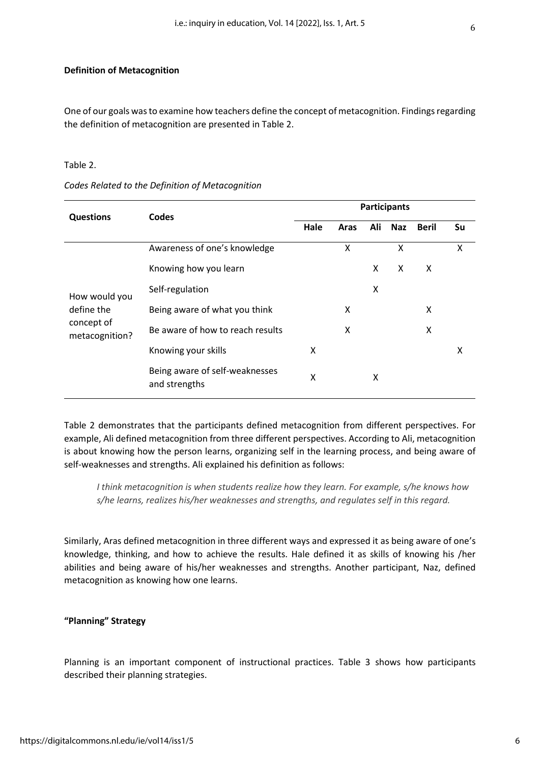**Definition of Metacognition**

One of our goals was to examine how teachers define the concept of metacognition. Findings regarding the definition of metacognition are presented in Table 2.

Table 2.

*Codes Related to the Definition of Metacognition*

| Questions | Codes | Participants | | | | | |
|---|---|---|---|---|---|---|---|
| | | Hale | Aras | Ali | Naz | Beril | Su |
| How would you define the concept of metacognition? | Awareness of one's knowledge | | X | | X | | X |
| | Knowing how you learn | | | X | X | X | |
| | Self-regulation | | | X | | | |
| | Being aware of what you think | | X | | | X | |
| | Be aware of how to reach results | | X | | | X | |
| | Knowing your skills | X | | | | | X |
| | Being aware of self-weaknesses and strengths | X | | X | | | |

Table 2 demonstrates that the participants defined metacognition from different perspectives. For example, Ali defined metacognition from three different perspectives. According to Ali, metacognition is about knowing how the person learns, organizing self in the learning process, and being aware of self-weaknesses and strengths. Ali explained his definition as follows:

> *I think metacognition is when students realize how they learn. For example, s/he knows how s/he learns, realizes his/her weaknesses and strengths, and regulates self in this regard.*

Similarly, Aras defined metacognition in three different ways and expressed it as being aware of one's knowledge, thinking, and how to achieve the results. Hale defined it as skills of knowing his /her abilities and being aware of his/her weaknesses and strengths. Another participant, Naz, defined metacognition as knowing how one learns.

**"Planning" Strategy**

Planning is an important component of instructional practices. Table 3 shows how participants described their planning strategies.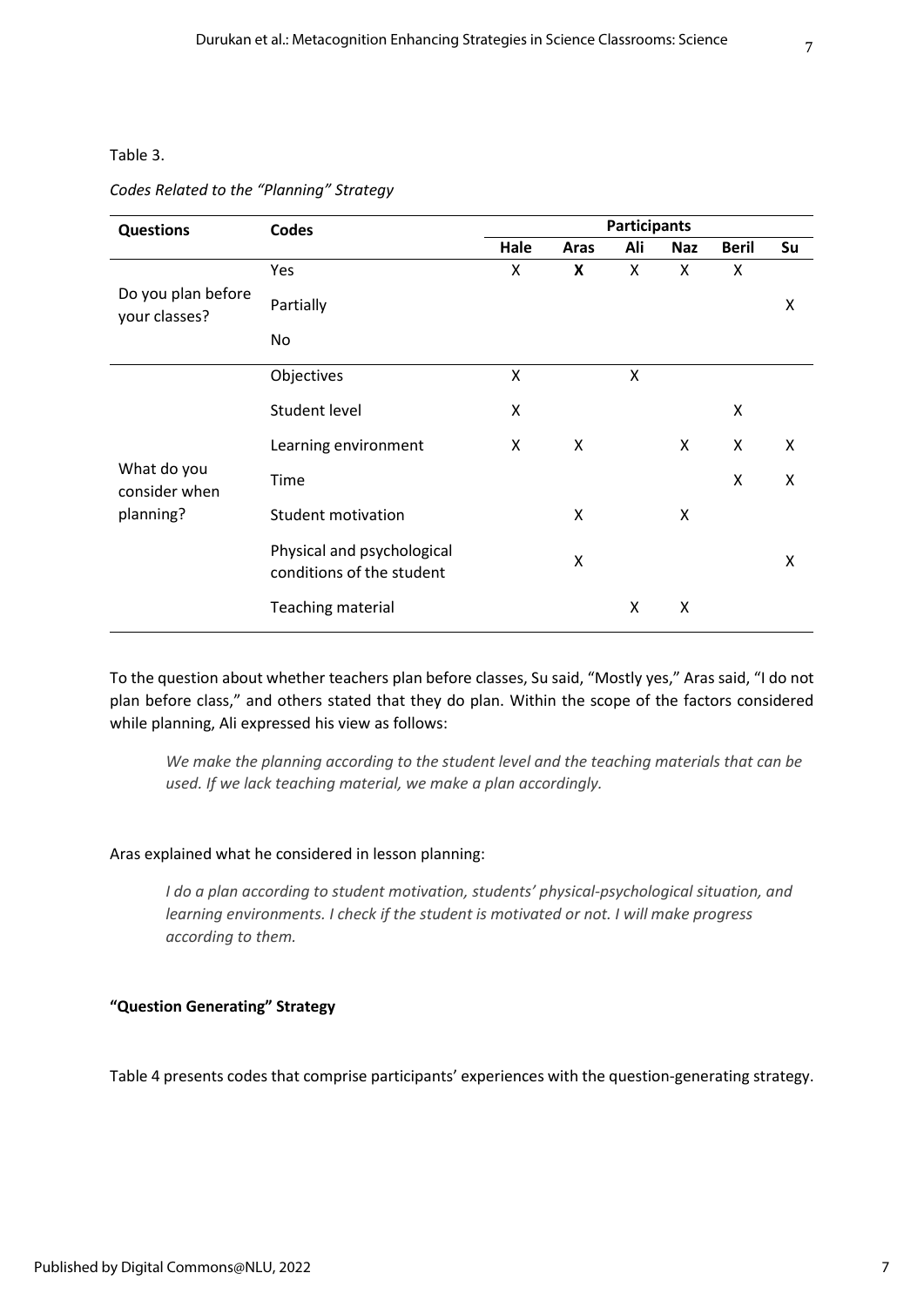Table 3.

*Codes Related to the "Planning" Strategy*

| Questions | Codes | Participants | | | | | |
|---|---|---|---|---|---|---|---|
| | | **Hale** | **Aras** | **Ali** | **Naz** | **Beril** | **Su** |
| Do you plan before your classes? | Yes | X | **X** | X | X | X | |
| | Partially | | | | | | X |
| | No | | | | | | |
| What do you consider when planning? | Objectives | X | | X | | | |
| | Student level | X | | | | X | |
| | Learning environment | X | X | | X | X | X |
| | Time | | | | | X | X |
| | Student motivation | | X | | X | | |
| | Physical and psychological conditions of the student | | X | | | | X |
| | Teaching material | | | X | X | | |

To the question about whether teachers plan before classes, Su said, "Mostly yes," Aras said, "I do not plan before class," and others stated that they do plan. Within the scope of the factors considered while planning, Ali expressed his view as follows:

> *We make the planning according to the student level and the teaching materials that can be used. If we lack teaching material, we make a plan accordingly.*

Aras explained what he considered in lesson planning:

> *I do a plan according to student motivation, students' physical-psychological situation, and learning environments. I check if the student is motivated or not. I will make progress according to them.*

**"Question Generating" Strategy**

Table 4 presents codes that comprise participants' experiences with the question-generating strategy.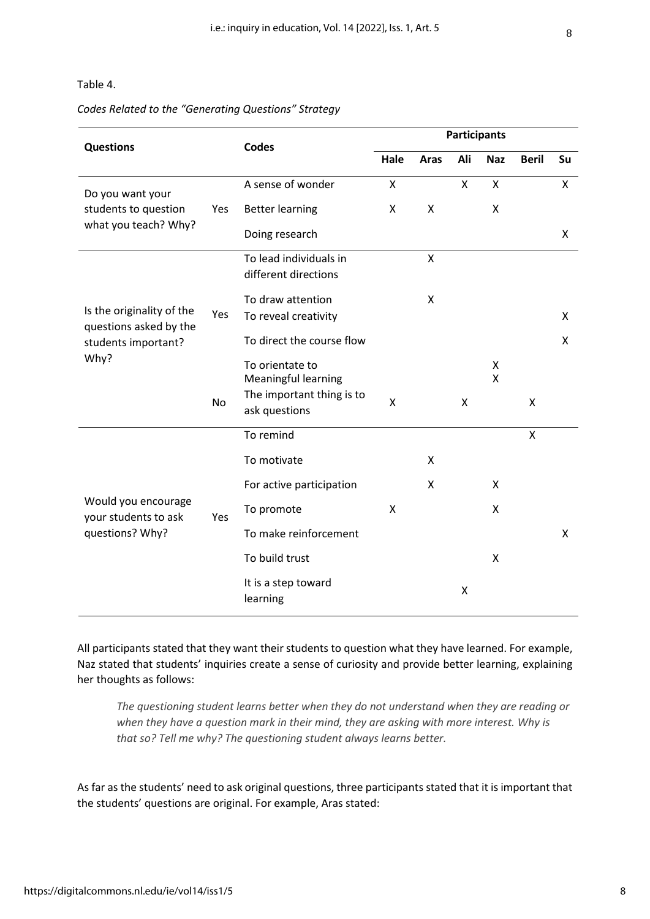Table 4.

*Codes Related to the "Generating Questions" Strategy*

| Questions | | Codes | Participants | | | | | |
|---|---|---|---|---|---|---|---|---|
| | | | Hale | Aras | Ali | Naz | Beril | Su |
| Do you want your students to question what you teach? Why? | Yes | A sense of wonder | X | | X | X | | X |
| | | Better learning | X | X | | X | | |
| | | Doing research | | | | | | X |
| Is the originality of the questions asked by the students important? Why? | Yes | To lead individuals in different directions | | X | | | | |
| | | To draw attention | | X | | | | |
| | | To reveal creativity | | | | | | X |
| | | To direct the course flow | | | | | | X |
| | | To orientate to | | | | X | | |
| | | Meaningful learning | | | | X | | |
| | No | The important thing is to ask questions | X | | X | | X | |
| Would you encourage your students to ask questions? Why? | Yes | To remind | | | | | X | |
| | | To motivate | | X | | | | |
| | | For active participation | | X | | X | | |
| | | To promote | X | | | X | | |
| | | To make reinforcement | | | | | | X |
| | | To build trust | | | | X | | |
| | | It is a step toward learning | | | X | | | |

All participants stated that they want their students to question what they have learned. For example, Naz stated that students' inquiries create a sense of curiosity and provide better learning, explaining her thoughts as follows:

> *The questioning student learns better when they do not understand when they are reading or when they have a question mark in their mind, they are asking with more interest. Why is that so? Tell me why? The questioning student always learns better.*

As far as the students' need to ask original questions, three participants stated that it is important that the students' questions are original. For example, Aras stated: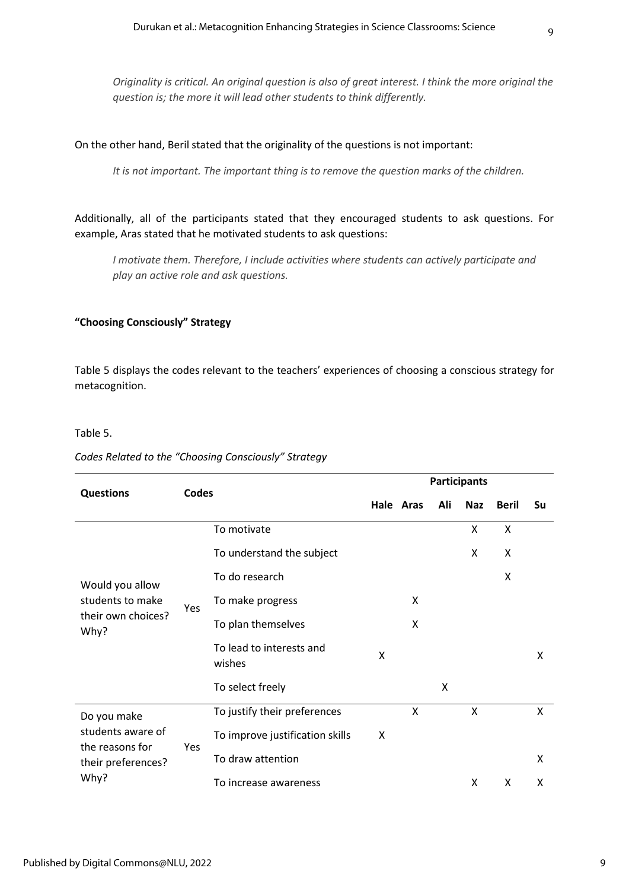*Originality is critical. An original question is also of great interest. I think the more original the question is; the more it will lead other students to think differently.*

On the other hand, Beril stated that the originality of the questions is not important:

*It is not important. The important thing is to remove the question marks of the children.*

Additionally, all of the participants stated that they encouraged students to ask questions. For example, Aras stated that he motivated students to ask questions:

*I motivate them. Therefore, I include activities where students can actively participate and play an active role and ask questions.*

**"Choosing Consciously" Strategy**

Table 5 displays the codes relevant to the teachers' experiences of choosing a conscious strategy for metacognition.

Table 5.

*Codes Related to the "Choosing Consciously" Strategy*

| Questions | Codes | | Participants | | | | | |
|---|---|---|---|---|---|---|---|---|
| | | | Hale | Aras | Ali | Naz | Beril | Su |
| Would you allow students to make their own choices? Why? | Yes | To motivate | | | | X | X | |
| | | To understand the subject | | | | X | X | |
| | | To do research | | | | | X | |
| | | To make progress | | X | | | | |
| | | To plan themselves | | X | | | | |
| | | To lead to interests and wishes | X | | | | | X |
| | | To select freely | | | X | | | |
| Do you make students aware of the reasons for their preferences? Why? | Yes | To justify their preferences | | X | | X | | X |
| | | To improve justification skills | X | | | | | |
| | | To draw attention | | | | | | X |
| | | To increase awareness | | | | X | X | X |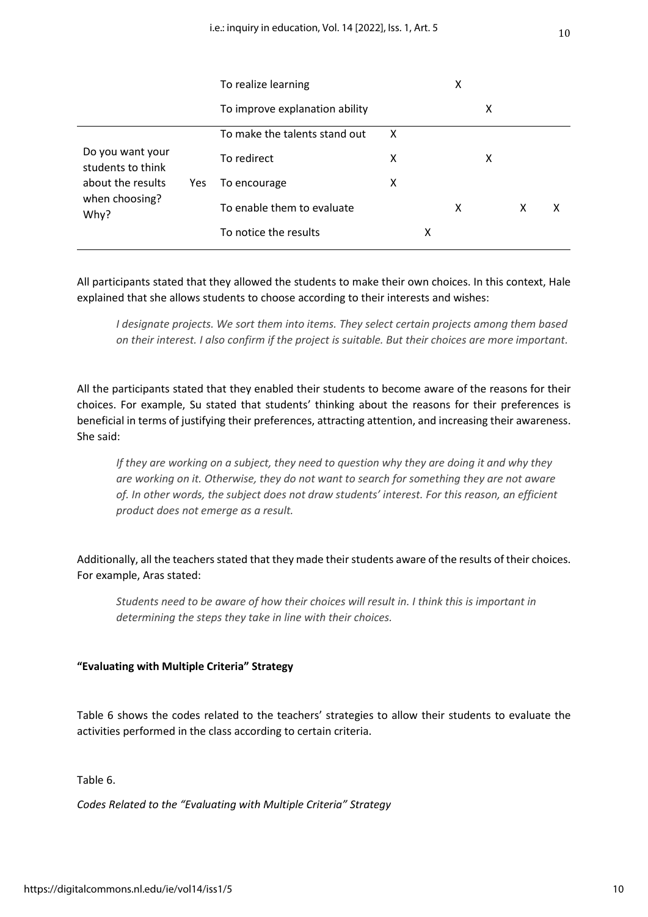| | | | | | | | | |
|---|---|---|---|---|---|---|---|---|
| | | To realize learning | | | X | | | |
| | | To improve explanation ability | | | | X | | |
| Do you want your students to think about the results when choosing? Why? | Yes | To make the talents stand out | X | | | | | |
| | | To redirect | X | | | X | | |
| | | To encourage | X | | | | | |
| | | To enable them to evaluate | | | X | | X | X |
| | | To notice the results | | X | | | | |

All participants stated that they allowed the students to make their own choices. In this context, Hale explained that she allows students to choose according to their interests and wishes:

> *I designate projects. We sort them into items. They select certain projects among them based on their interest. I also confirm if the project is suitable. But their choices are more important.*

All the participants stated that they enabled their students to become aware of the reasons for their choices. For example, Su stated that students' thinking about the reasons for their preferences is beneficial in terms of justifying their preferences, attracting attention, and increasing their awareness. She said:

> *If they are working on a subject, they need to question why they are doing it and why they are working on it. Otherwise, they do not want to search for something they are not aware of. In other words, the subject does not draw students' interest. For this reason, an efficient product does not emerge as a result.*

Additionally, all the teachers stated that they made their students aware of the results of their choices. For example, Aras stated:

> *Students need to be aware of how their choices will result in. I think this is important in determining the steps they take in line with their choices.*

**"Evaluating with Multiple Criteria" Strategy**

Table 6 shows the codes related to the teachers' strategies to allow their students to evaluate the activities performed in the class according to certain criteria.

Table 6.

*Codes Related to the "Evaluating with Multiple Criteria" Strategy*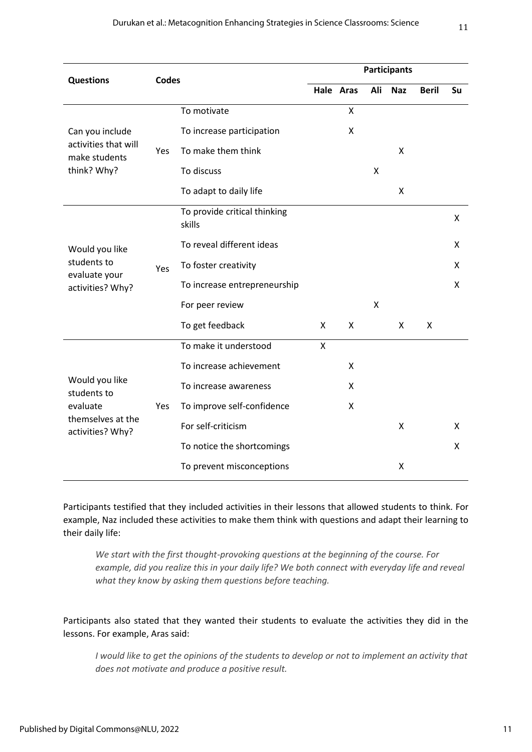| Questions | Codes | | Participants | | | | | |
|---|---|---|---|---|---|---|---|---|
| | | | Hale | Aras | Ali | Naz | Beril | Su |
| Can you include activities that will make students think? Why? | Yes | To motivate | | X | | | | |
| | | To increase participation | | X | | | | |
| | | To make them think | | | | X | | |
| | | To discuss | | | X | | | |
| | | To adapt to daily life | | | | X | | |
| Would you like students to evaluate your activities? Why? | Yes | To provide critical thinking skills | | | | | | X |
| | | To reveal different ideas | | | | | | X |
| | | To foster creativity | | | | | | X |
| | | To increase entrepreneurship | | | | | | X |
| | | For peer review | | | X | | | |
| | | To get feedback | X | X | | X | X | |
| Would you like students to evaluate themselves at the activities? Why? | Yes | To make it understood | X | | | | | |
| | | To increase achievement | | X | | | | |
| | | To increase awareness | | X | | | | |
| | | To improve self-confidence | | X | | | | |
| | | For self-criticism | | | | X | | X |
| | | To notice the shortcomings | | | | | | X |
| | | To prevent misconceptions | | | | X | | |

Participants testified that they included activities in their lessons that allowed students to think. For example, Naz included these activities to make them think with questions and adapt their learning to their daily life:

> *We start with the first thought-provoking questions at the beginning of the course. For example, did you realize this in your daily life? We both connect with everyday life and reveal what they know by asking them questions before teaching.*

Participants also stated that they wanted their students to evaluate the activities they did in the lessons. For example, Aras said:

> *I would like to get the opinions of the students to develop or not to implement an activity that does not motivate and produce a positive result.*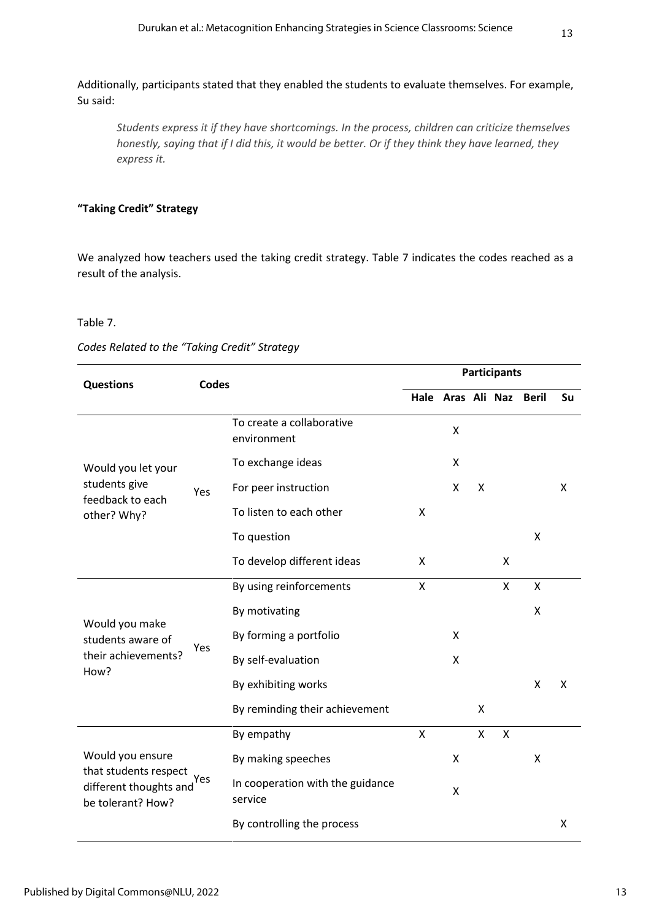Additionally, participants stated that they enabled the students to evaluate themselves. For example, Su said:

> *Students express it if they have shortcomings. In the process, children can criticize themselves honestly, saying that if I did this, it would be better. Or if they think they have learned, they express it.*

### "Taking Credit" Strategy

We analyzed how teachers used the taking credit strategy. Table 7 indicates the codes reached as a result of the analysis.

Table 7.

*Codes Related to the "Taking Credit" Strategy*

| Questions | Codes | | Participants | | | | | |
|---|---|---|---|---|---|---|---|---|
| | | | Hale | Aras | Ali | Naz | Beril | Su |
| Would you let your students give feedback to each other? Why? | Yes | To create a collaborative environment | | X | | | | |
| | | To exchange ideas | | X | | | | |
| | | For peer instruction | | X | X | | | X |
| | | To listen to each other | X | | | | | |
| | | To question | | | | | X | |
| | | To develop different ideas | X | | | X | | |
| Would you make students aware of their achievements? How? | Yes | By using reinforcements | X | | | X | X | |
| | | By motivating | | | | | X | |
| | | By forming a portfolio | | X | | | | |
| | | By self-evaluation | | X | | | | |
| | | By exhibiting works | | | | | X | X |
| | | By reminding their achievement | | | X | | | |
| Would you ensure that students respect different thoughts and be tolerant? How? | Yes | By empathy | X | | X | X | | |
| | | By making speeches | | X | | | X | |
| | | In cooperation with the guidance service | | X | | | | |
| | | By controlling the process | | | | | | X |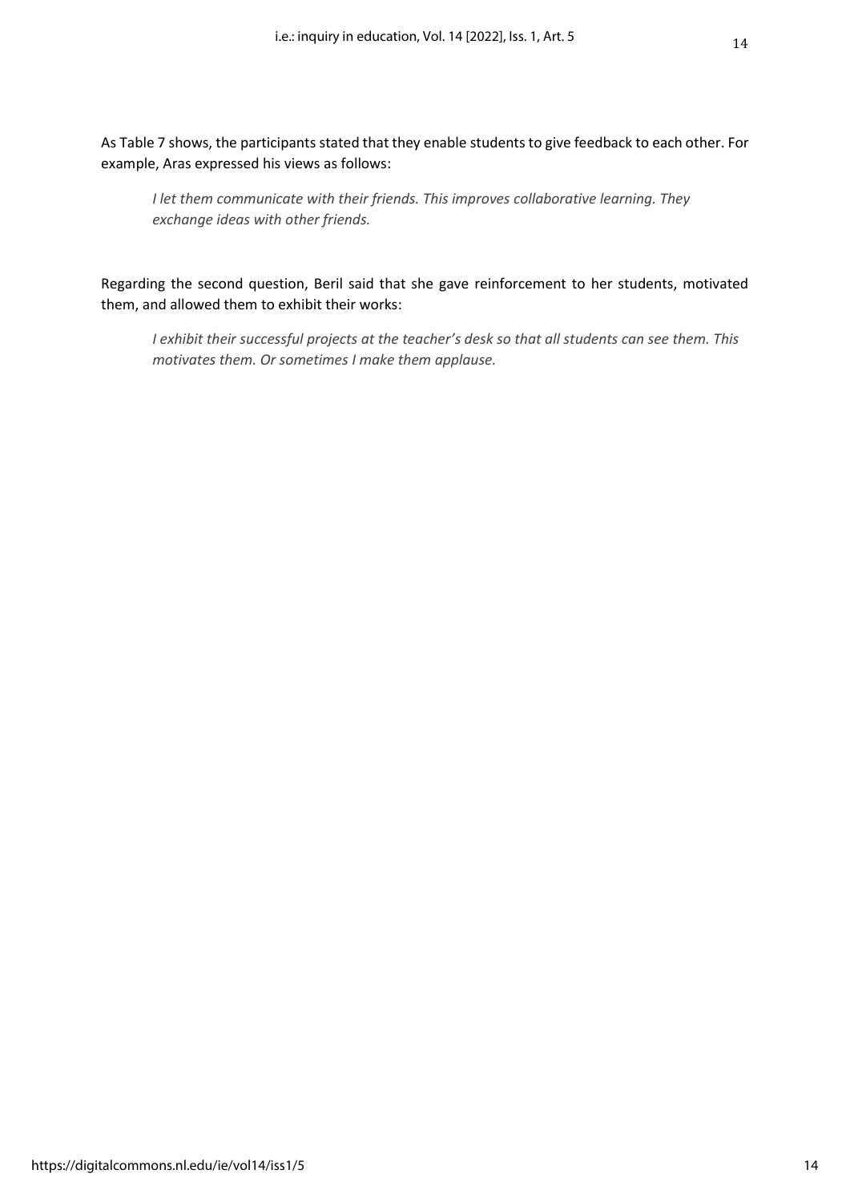As Table 7 shows, the participants stated that they enable students to give feedback to each other. For example, Aras expressed his views as follows:

> *I let them communicate with their friends. This improves collaborative learning. They exchange ideas with other friends.*

Regarding the second question, Beril said that she gave reinforcement to her students, motivated them, and allowed them to exhibit their works:

> *I exhibit their successful projects at the teacher's desk so that all students can see them. This motivates them. Or sometimes I make them applause.*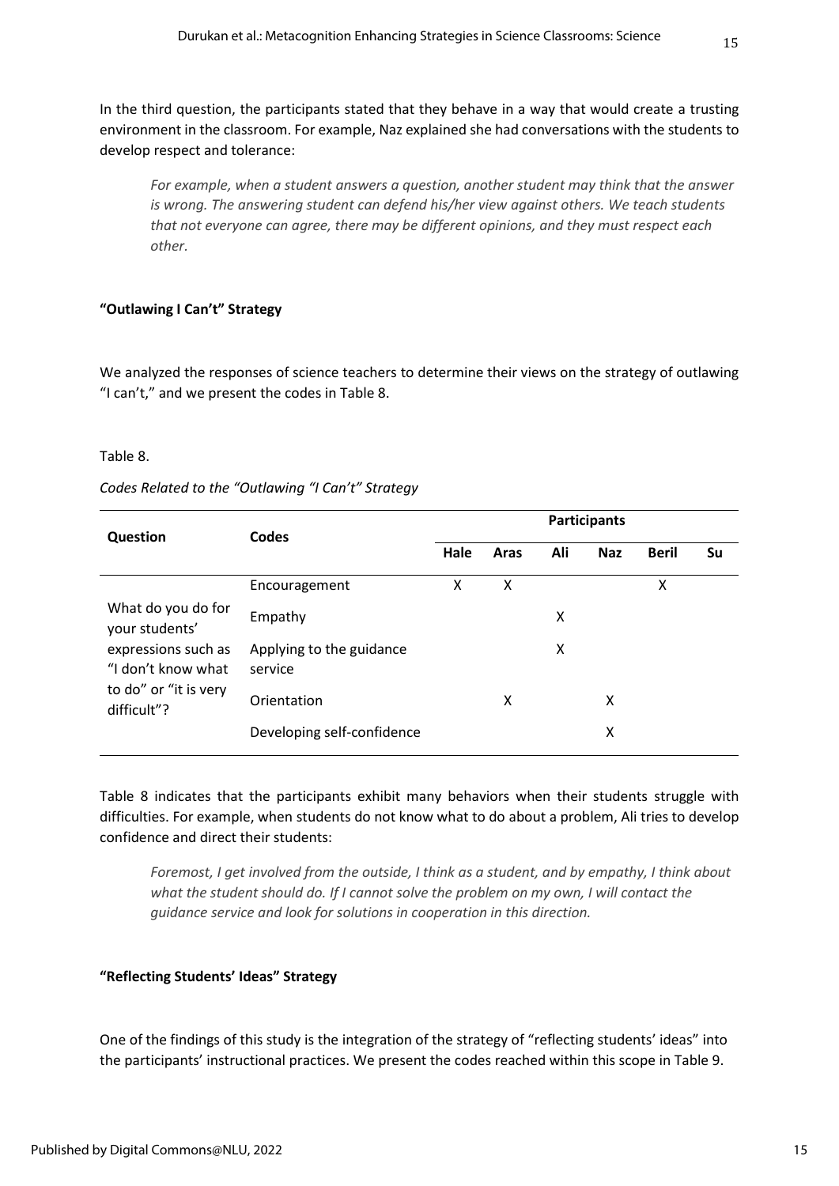In the third question, the participants stated that they behave in a way that would create a trusting environment in the classroom. For example, Naz explained she had conversations with the students to develop respect and tolerance:

> *For example, when a student answers a question, another student may think that the answer is wrong. The answering student can defend his/her view against others. We teach students that not everyone can agree, there may be different opinions, and they must respect each other.*

### "Outlawing I Can't" Strategy

We analyzed the responses of science teachers to determine their views on the strategy of outlawing "I can't," and we present the codes in Table 8.

Table 8.

*Codes Related to the "Outlawing "I Can't" Strategy*

| Question | Codes | Participants | | | | | |
|---|---|---|---|---|---|---|---|
| | | **Hale** | **Aras** | **Ali** | **Naz** | **Beril** | **Su** |
| What do you do for your students' expressions such as "I don't know what to do" or "it is very difficult"? | Encouragement | X | X | | | X | |
| | Empathy | | | X | | | |
| | Applying to the guidance service | | | X | | | |
| | Orientation | | X | | X | | |
| | Developing self-confidence | | | | X | | |

Table 8 indicates that the participants exhibit many behaviors when their students struggle with difficulties. For example, when students do not know what to do about a problem, Ali tries to develop confidence and direct their students:

> *Foremost, I get involved from the outside, I think as a student, and by empathy, I think about what the student should do. If I cannot solve the problem on my own, I will contact the guidance service and look for solutions in cooperation in this direction.*

### "Reflecting Students' Ideas" Strategy

One of the findings of this study is the integration of the strategy of "reflecting students' ideas" into the participants' instructional practices. We present the codes reached within this scope in Table 9.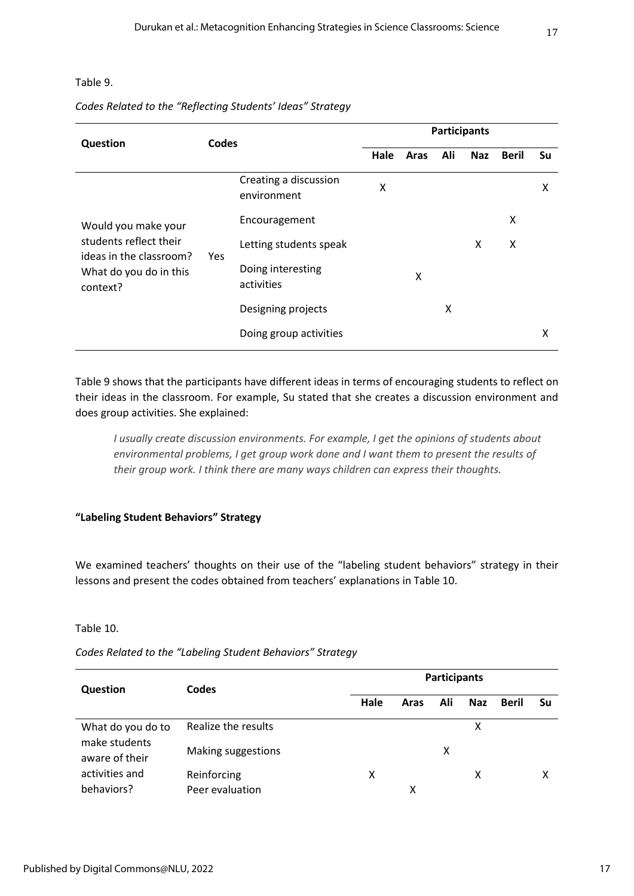Table 9.

*Codes Related to the "Reflecting Students' Ideas" Strategy*

| Question | Codes | | Participants | | | | | |
|---|---|---|---|---|---|---|---|---|
| | | | Hale | Aras | Ali | Naz | Beril | Su |
| Would you make your students reflect their ideas in the classroom? What do you do in this context? | Yes | Creating a discussion environment | X | | | | | X |
| | | Encouragement | | | | | X | |
| | | Letting students speak | | | | X | X | |
| | | Doing interesting activities | | X | | | | |
| | | Designing projects | | | X | | | |
| | | Doing group activities | | | | | | X |

Table 9 shows that the participants have different ideas in terms of encouraging students to reflect on their ideas in the classroom. For example, Su stated that she creates a discussion environment and does group activities. She explained:

> *I usually create discussion environments. For example, I get the opinions of students about environmental problems, I get group work done and I want them to present the results of their group work. I think there are many ways children can express their thoughts.*

**"Labeling Student Behaviors" Strategy**

We examined teachers' thoughts on their use of the "labeling student behaviors" strategy in their lessons and present the codes obtained from teachers' explanations in Table 10.

Table 10.

*Codes Related to the "Labeling Student Behaviors" Strategy*

| Question | Codes | Participants | | | | | |
|---|---|---|---|---|---|---|---|
| | | Hale | Aras | Ali | Naz | Beril | Su |
| What do you do to make students aware of their activities and behaviors? | Realize the results | | | | X | | |
| | Making suggestions | | | X | | | |
| | Reinforcing | X | | | X | | X |
| | Peer evaluation | | X | | | | |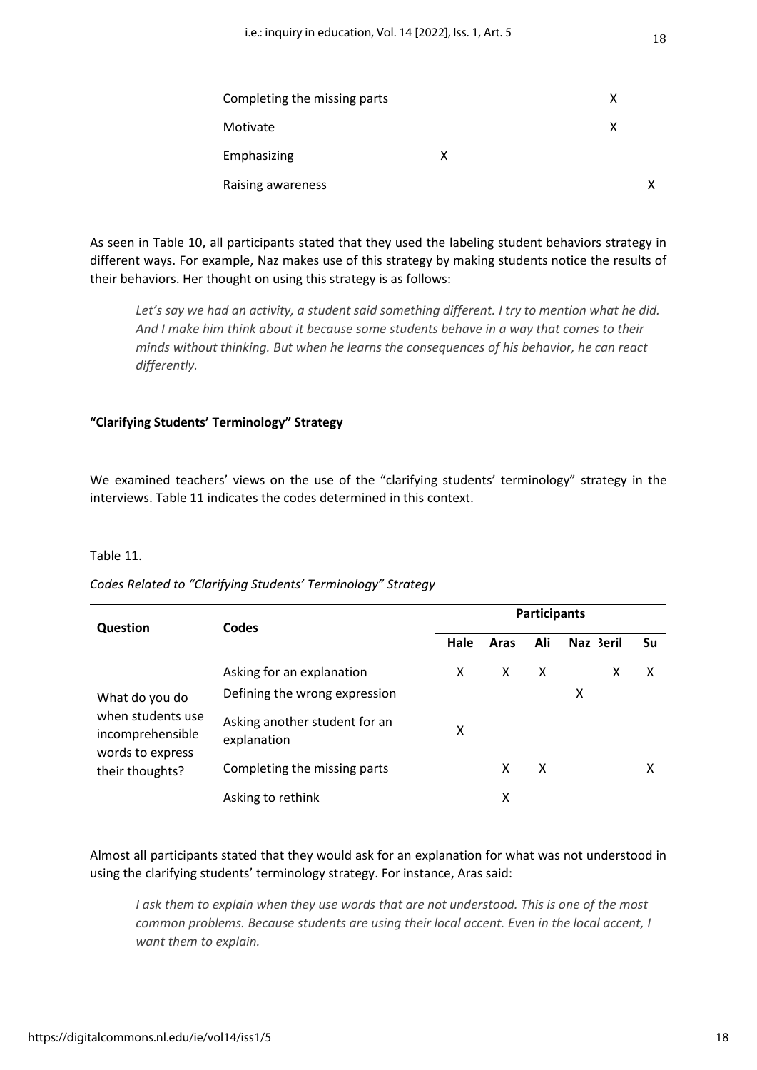| | | | | | | | |
|---|---|---|---|---|---|---|---|
| | Completing the missing parts | | | | | X | |
| | Motivate | | | | | X | |
| | Emphasizing | X | | | | | |
| | Raising awareness | | | | | | X |

As seen in Table 10, all participants stated that they used the labeling student behaviors strategy in different ways. For example, Naz makes use of this strategy by making students notice the results of their behaviors. Her thought on using this strategy is as follows:

> *Let's say we had an activity, a student said something different. I try to mention what he did. And I make him think about it because some students behave in a way that comes to their minds without thinking. But when he learns the consequences of his behavior, he can react differently.*

### "Clarifying Students' Terminology" Strategy

We examined teachers' views on the use of the "clarifying students' terminology" strategy in the interviews. Table 11 indicates the codes determined in this context.

Table 11.

*Codes Related to "Clarifying Students' Terminology" Strategy*

| Question | Codes | Participants | | | | | |
|---|---|---|---|---|---|---|---|
| | | Hale | Aras | Ali | Naz | Beril | Su |
| What do you do when students use incomprehensible words to express their thoughts? | Asking for an explanation | X | X | X | | X | X |
| | Defining the wrong expression | | | | X | | |
| | Asking another student for an explanation | X | | | | | |
| | Completing the missing parts | | X | X | | | X |
| | Asking to rethink | | X | | | | |

Almost all participants stated that they would ask for an explanation for what was not understood in using the clarifying students' terminology strategy. For instance, Aras said:

> *I ask them to explain when they use words that are not understood. This is one of the most common problems. Because students are using their local accent. Even in the local accent, I want them to explain.*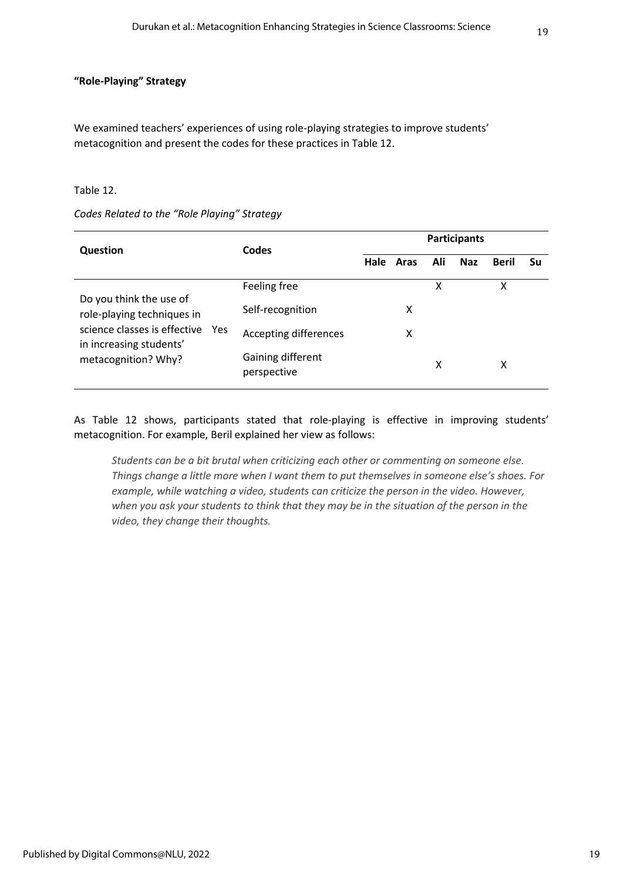**"Role-Playing" Strategy**

We examined teachers' experiences of using role-playing strategies to improve students' metacognition and present the codes for these practices in Table 12.

Table 12.

*Codes Related to the "Role Playing" Strategy*

| Question | | Codes | Participants | | | | | |
|---|---|---|---|---|---|---|---|---|
| | | | Hale | Aras | Ali | Naz | Beril | Su |
| Do you think the use of role-playing techniques in science classes is effective in increasing students' metacognition? Why? | Yes | Feeling free | | | X | | X | |
| | | Self-recognition | | X | | | | |
| | | Accepting differences | | X | | | | |
| | | Gaining different perspective | | | X | | X | |

As Table 12 shows, participants stated that role-playing is effective in improving students' metacognition. For example, Beril explained her view as follows:

> *Students can be a bit brutal when criticizing each other or commenting on someone else. Things change a little more when I want them to put themselves in someone else's shoes. For example, while watching a video, students can criticize the person in the video. However, when you ask your students to think that they may be in the situation of the person in the video, they change their thoughts.*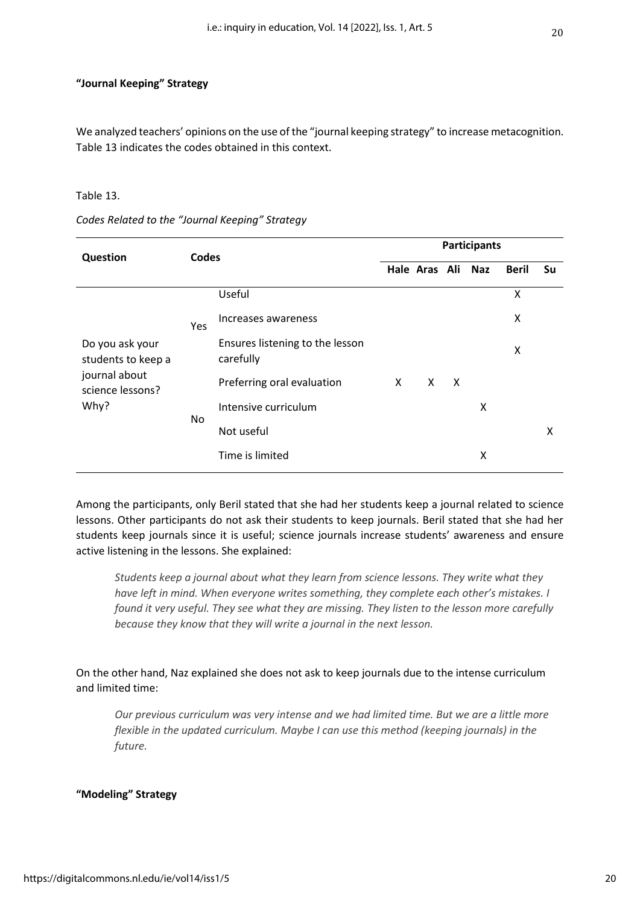**"Journal Keeping" Strategy**

We analyzed teachers' opinions on the use of the "journal keeping strategy" to increase metacognition. Table 13 indicates the codes obtained in this context.

Table 13.

*Codes Related to the "Journal Keeping" Strategy*

| Question | Codes | | Participants | | | | | |
|---|---|---|---|---|---|---|---|---|
| | | | Hale | Aras | Ali | Naz | Beril | Su |
| Do you ask your students to keep a journal about science lessons? Why? | Yes | Useful | | | | | X | |
| | | Increases awareness | | | | | X | |
| | | Ensures listening to the lesson carefully | | | | | X | |
| | No | Preferring oral evaluation | X | X | X | | | |
| | | Intensive curriculum | | | | X | | |
| | | Not useful | | | | | | X |
| | | Time is limited | | | | X | | |

Among the participants, only Beril stated that she had her students keep a journal related to science lessons. Other participants do not ask their students to keep journals. Beril stated that she had her students keep journals since it is useful; science journals increase students' awareness and ensure active listening in the lessons. She explained:

> *Students keep a journal about what they learn from science lessons. They write what they have left in mind. When everyone writes something, they complete each other's mistakes. I found it very useful. They see what they are missing. They listen to the lesson more carefully because they know that they will write a journal in the next lesson.*

On the other hand, Naz explained she does not ask to keep journals due to the intense curriculum and limited time:

> *Our previous curriculum was very intense and we had limited time. But we are a little more flexible in the updated curriculum. Maybe I can use this method (keeping journals) in the future.*

**"Modeling" Strategy**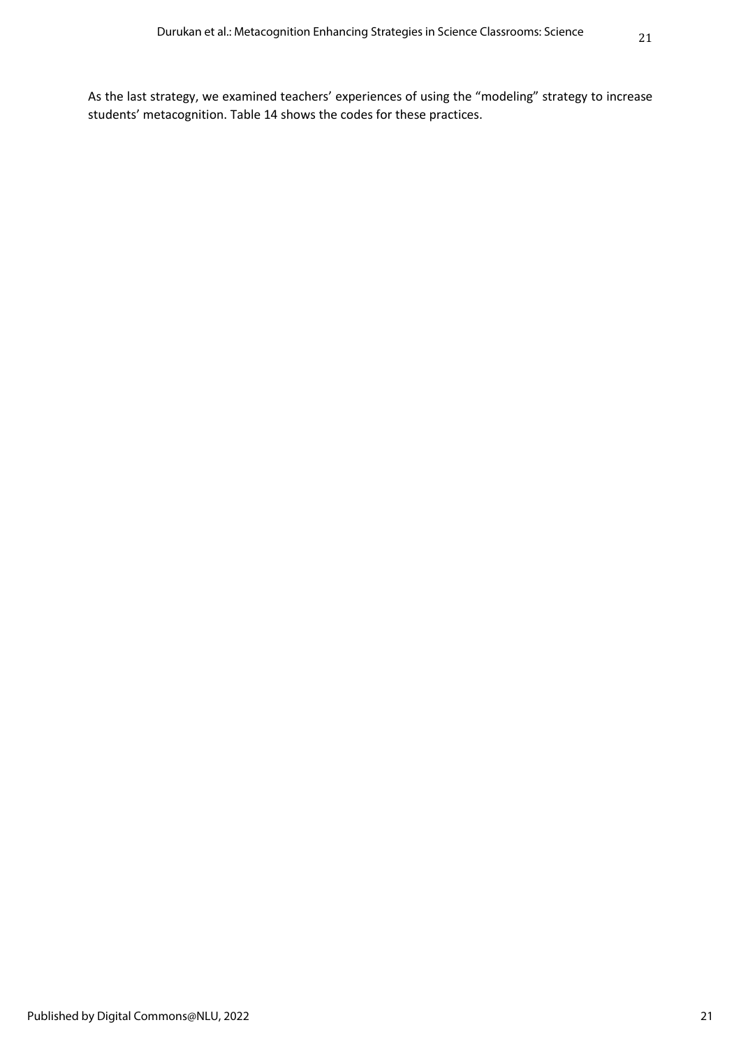As the last strategy, we examined teachers' experiences of using the "modeling" strategy to increase students' metacognition. Table 14 shows the codes for these practices.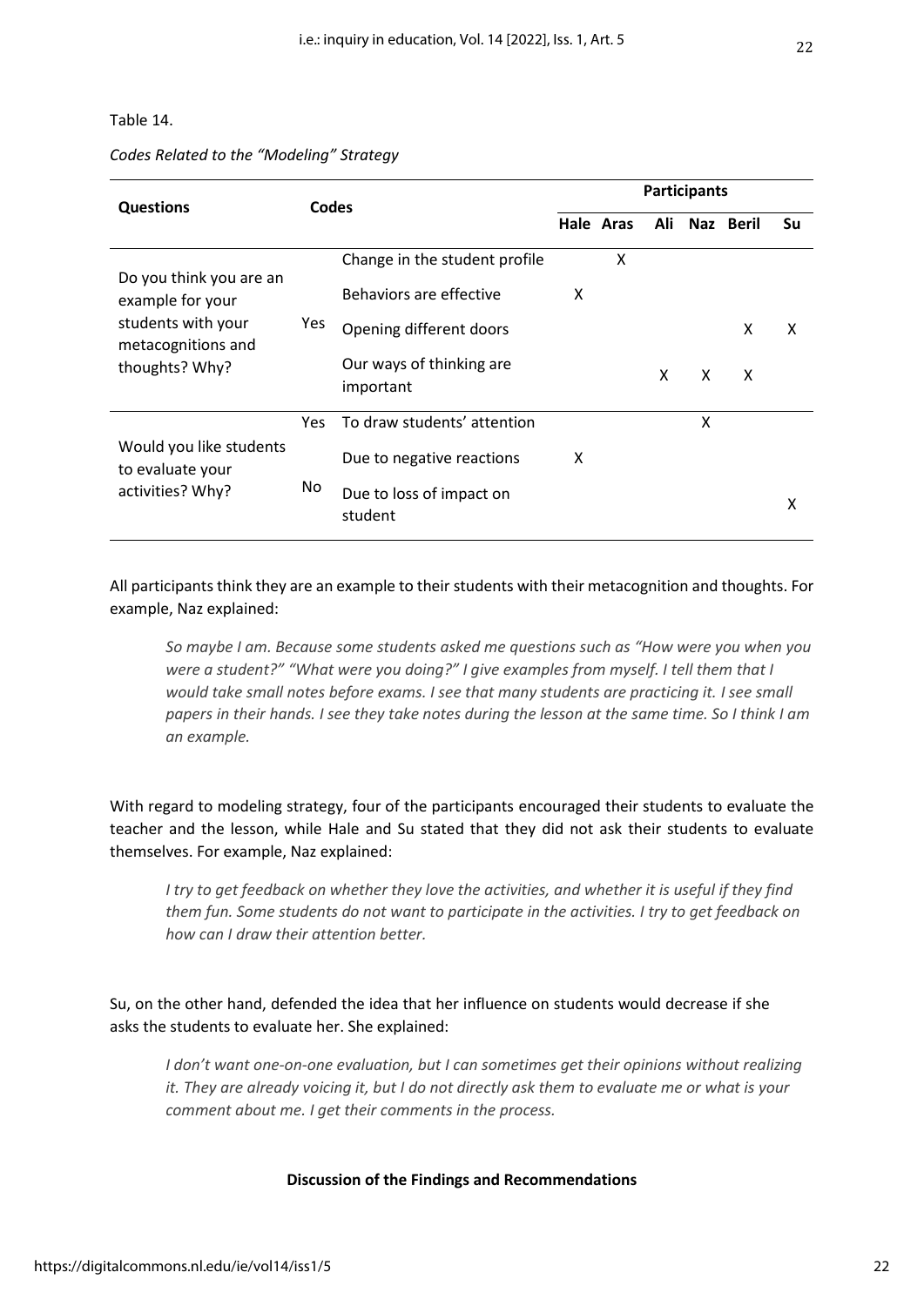Table 14.

*Codes Related to the "Modeling" Strategy*

| Questions | Codes | | Participants | | | | | |
|---|---|---|---|---|---|---|---|---|
| | | | Hale | Aras | Ali | Naz | Beril | Su |
| Do you think you are an example for your students with your metacognitions and thoughts? Why? | Yes | Change in the student profile | | X | | | | |
| | | Behaviors are effective | X | | | | | |
| | | Opening different doors | | | | | X | X |
| | | Our ways of thinking are important | | | X | X | X | |
| Would you like students to evaluate your activities? Why? | Yes | To draw students' attention | | | | X | | |
| | No | Due to negative reactions | X | | | | | |
| | | Due to loss of impact on student | | | | | | X |

All participants think they are an example to their students with their metacognition and thoughts. For example, Naz explained:

> *So maybe I am. Because some students asked me questions such as "How were you when you were a student?" "What were you doing?" I give examples from myself. I tell them that I would take small notes before exams. I see that many students are practicing it. I see small papers in their hands. I see they take notes during the lesson at the same time. So I think I am an example.*

With regard to modeling strategy, four of the participants encouraged their students to evaluate the teacher and the lesson, while Hale and Su stated that they did not ask their students to evaluate themselves. For example, Naz explained:

> *I try to get feedback on whether they love the activities, and whether it is useful if they find them fun. Some students do not want to participate in the activities. I try to get feedback on how can I draw their attention better.*

Su, on the other hand, defended the idea that her influence on students would decrease if she asks the students to evaluate her. She explained:

> *I don't want one-on-one evaluation, but I can sometimes get their opinions without realizing it. They are already voicing it, but I do not directly ask them to evaluate me or what is your comment about me. I get their comments in the process.*

## Discussion of the Findings and Recommendations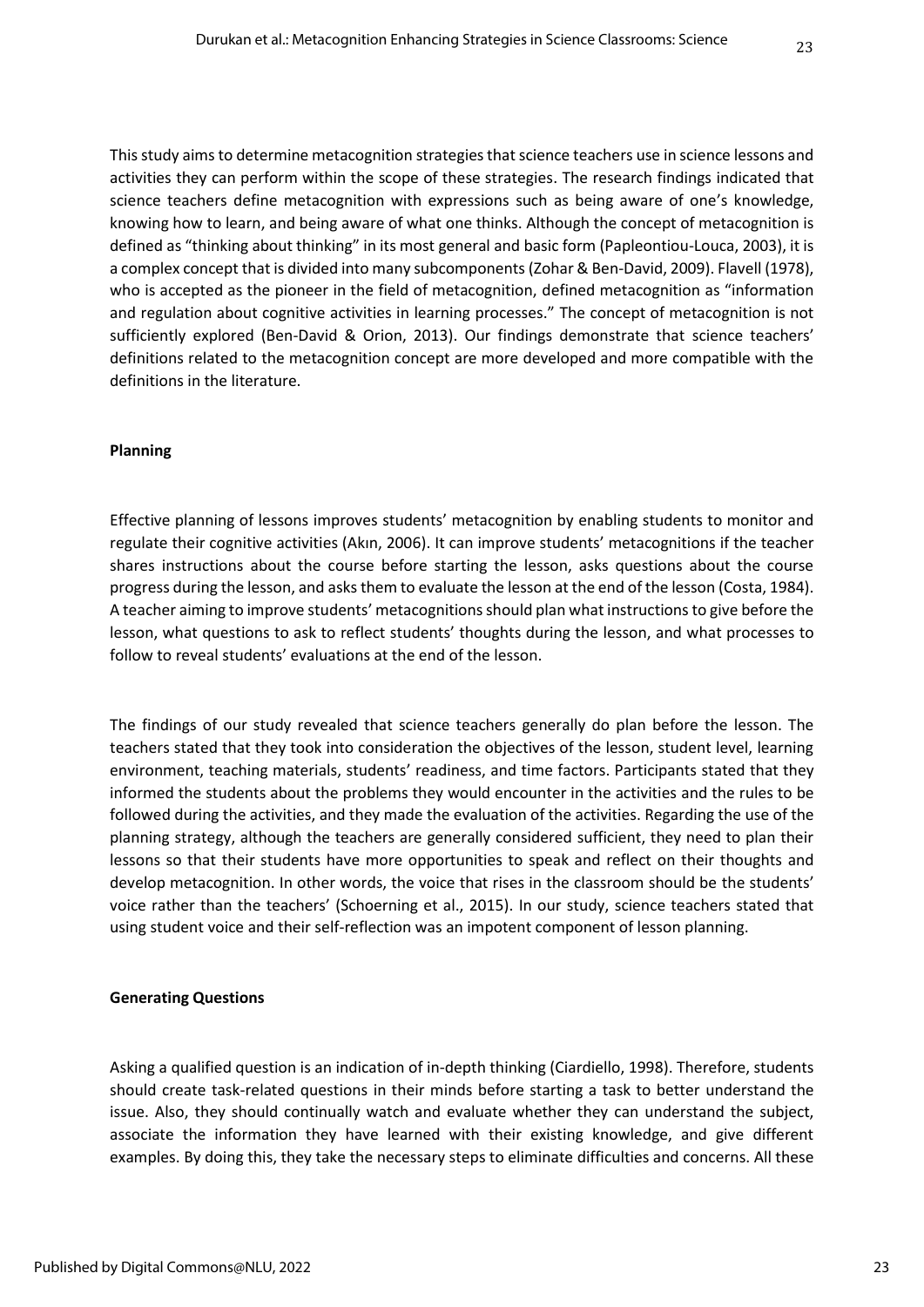This study aims to determine metacognition strategies that science teachers use in science lessons and activities they can perform within the scope of these strategies. The research findings indicated that science teachers define metacognition with expressions such as being aware of one's knowledge, knowing how to learn, and being aware of what one thinks. Although the concept of metacognition is defined as "thinking about thinking" in its most general and basic form (Papleontiou-Louca, 2003), it is a complex concept that is divided into many subcomponents (Zohar & Ben-David, 2009). Flavell (1978), who is accepted as the pioneer in the field of metacognition, defined metacognition as "information and regulation about cognitive activities in learning processes." The concept of metacognition is not sufficiently explored (Ben-David & Orion, 2013). Our findings demonstrate that science teachers' definitions related to the metacognition concept are more developed and more compatible with the definitions in the literature.

## Planning

Effective planning of lessons improves students' metacognition by enabling students to monitor and regulate their cognitive activities (Akın, 2006). It can improve students' metacognitions if the teacher shares instructions about the course before starting the lesson, asks questions about the course progress during the lesson, and asks them to evaluate the lesson at the end of the lesson (Costa, 1984). A teacher aiming to improve students' metacognitions should plan what instructions to give before the lesson, what questions to ask to reflect students' thoughts during the lesson, and what processes to follow to reveal students' evaluations at the end of the lesson.

The findings of our study revealed that science teachers generally do plan before the lesson. The teachers stated that they took into consideration the objectives of the lesson, student level, learning environment, teaching materials, students' readiness, and time factors. Participants stated that they informed the students about the problems they would encounter in the activities and the rules to be followed during the activities, and they made the evaluation of the activities. Regarding the use of the planning strategy, although the teachers are generally considered sufficient, they need to plan their lessons so that their students have more opportunities to speak and reflect on their thoughts and develop metacognition. In other words, the voice that rises in the classroom should be the students' voice rather than the teachers' (Schoerning et al., 2015). In our study, science teachers stated that using student voice and their self-reflection was an impotent component of lesson planning.

## Generating Questions

Asking a qualified question is an indication of in-depth thinking (Ciardiello, 1998). Therefore, students should create task-related questions in their minds before starting a task to better understand the issue. Also, they should continually watch and evaluate whether they can understand the subject, associate the information they have learned with their existing knowledge, and give different examples. By doing this, they take the necessary steps to eliminate difficulties and concerns. All these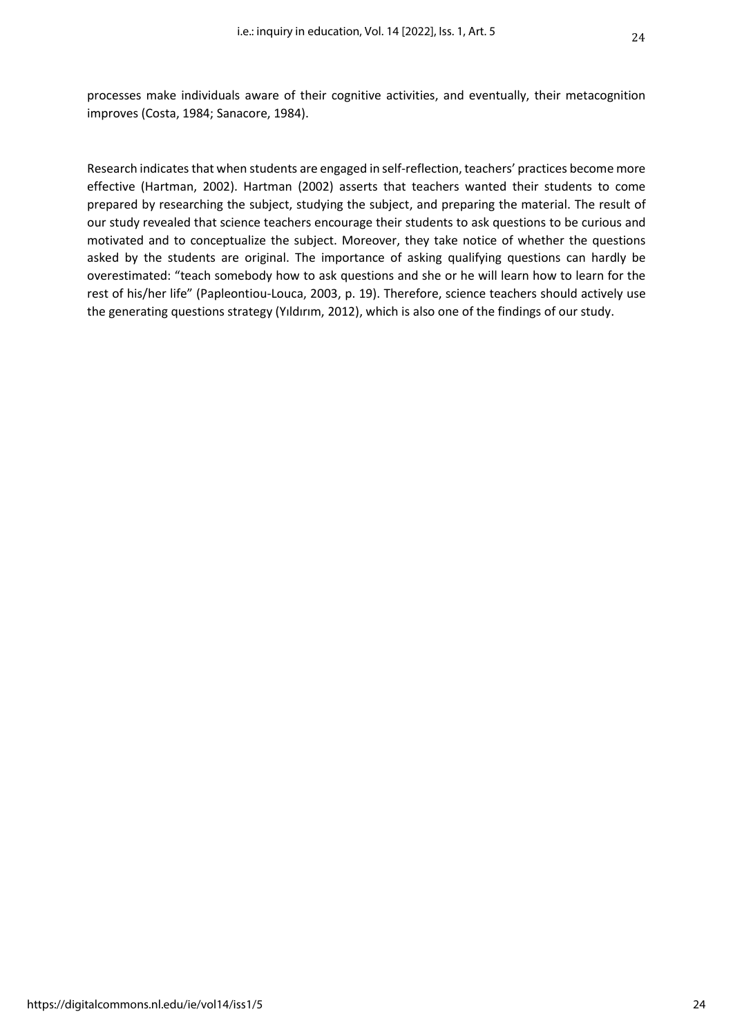processes make individuals aware of their cognitive activities, and eventually, their metacognition improves (Costa, 1984; Sanacore, 1984).

Research indicates that when students are engaged in self-reflection, teachers' practices become more effective (Hartman, 2002). Hartman (2002) asserts that teachers wanted their students to come prepared by researching the subject, studying the subject, and preparing the material. The result of our study revealed that science teachers encourage their students to ask questions to be curious and motivated and to conceptualize the subject. Moreover, they take notice of whether the questions asked by the students are original. The importance of asking qualifying questions can hardly be overestimated: "teach somebody how to ask questions and she or he will learn how to learn for the rest of his/her life" (Papleontiou-Louca, 2003, p. 19). Therefore, science teachers should actively use the generating questions strategy (Yıldırım, 2012), which is also one of the findings of our study.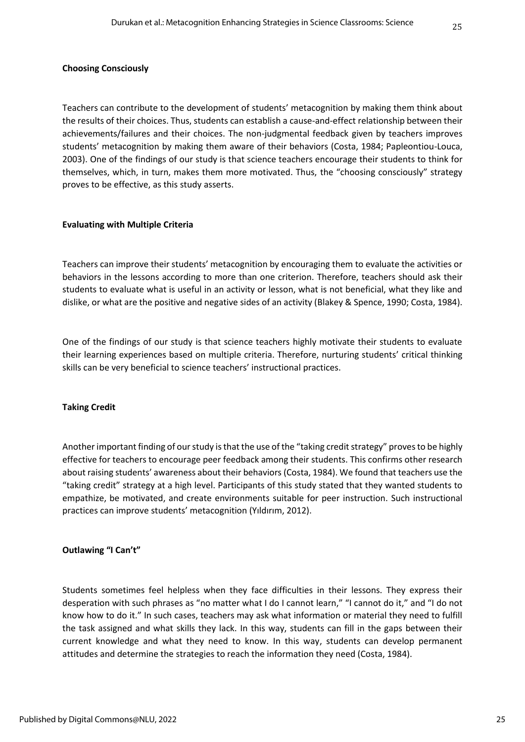**Choosing Consciously**

Teachers can contribute to the development of students' metacognition by making them think about the results of their choices. Thus, students can establish a cause-and-effect relationship between their achievements/failures and their choices. The non-judgmental feedback given by teachers improves students' metacognition by making them aware of their behaviors (Costa, 1984; Papleontiou-Louca, 2003). One of the findings of our study is that science teachers encourage their students to think for themselves, which, in turn, makes them more motivated. Thus, the "choosing consciously" strategy proves to be effective, as this study asserts.

**Evaluating with Multiple Criteria**

Teachers can improve their students' metacognition by encouraging them to evaluate the activities or behaviors in the lessons according to more than one criterion. Therefore, teachers should ask their students to evaluate what is useful in an activity or lesson, what is not beneficial, what they like and dislike, or what are the positive and negative sides of an activity (Blakey & Spence, 1990; Costa, 1984).

One of the findings of our study is that science teachers highly motivate their students to evaluate their learning experiences based on multiple criteria. Therefore, nurturing students' critical thinking skills can be very beneficial to science teachers' instructional practices.

**Taking Credit**

Another important finding of our study is that the use of the "taking credit strategy" proves to be highly effective for teachers to encourage peer feedback among their students. This confirms other research about raising students' awareness about their behaviors (Costa, 1984). We found that teachers use the "taking credit" strategy at a high level. Participants of this study stated that they wanted students to empathize, be motivated, and create environments suitable for peer instruction. Such instructional practices can improve students' metacognition (Yıldırım, 2012).

**Outlawing "I Can't"**

Students sometimes feel helpless when they face difficulties in their lessons. They express their desperation with such phrases as "no matter what I do I cannot learn," "I cannot do it," and "I do not know how to do it." In such cases, teachers may ask what information or material they need to fulfill the task assigned and what skills they lack. In this way, students can fill in the gaps between their current knowledge and what they need to know. In this way, students can develop permanent attitudes and determine the strategies to reach the information they need (Costa, 1984).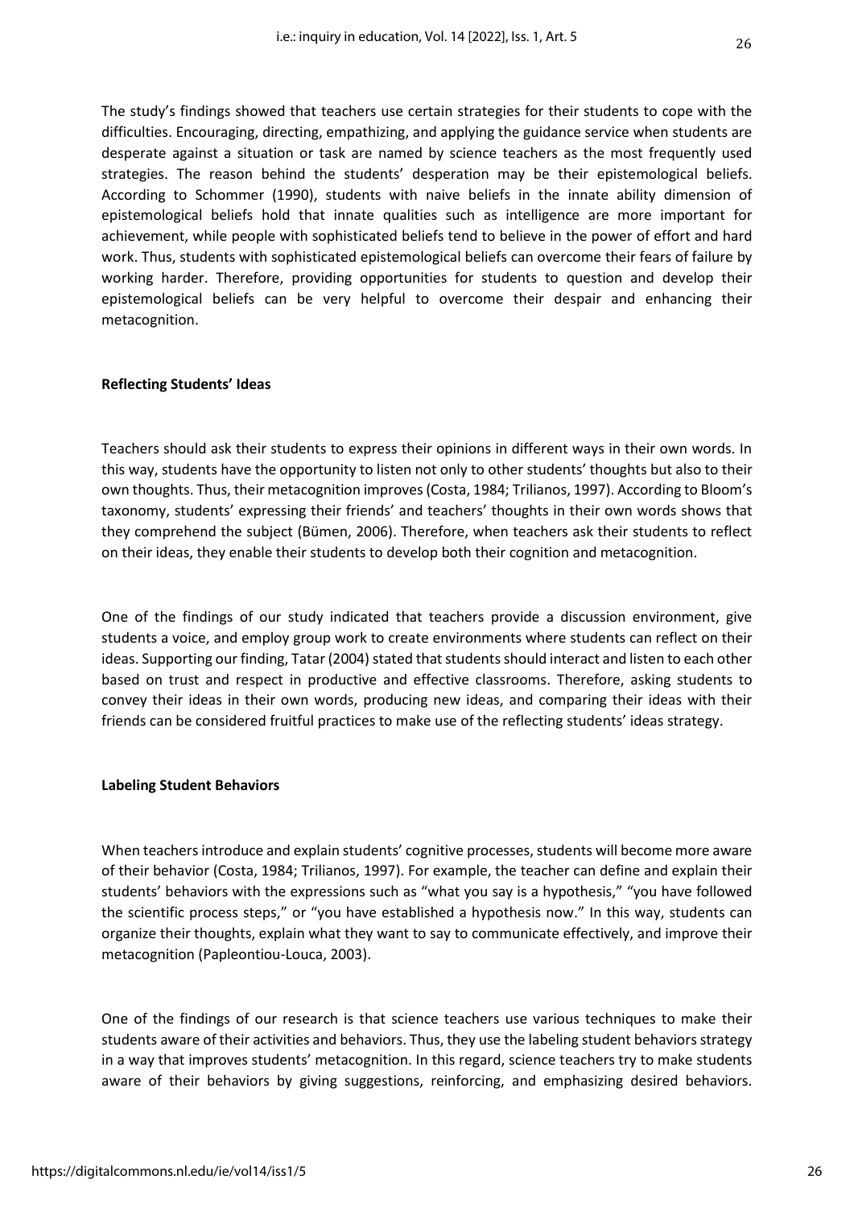The study's findings showed that teachers use certain strategies for their students to cope with the difficulties. Encouraging, directing, empathizing, and applying the guidance service when students are desperate against a situation or task are named by science teachers as the most frequently used strategies. The reason behind the students' desperation may be their epistemological beliefs. According to Schommer (1990), students with naive beliefs in the innate ability dimension of epistemological beliefs hold that innate qualities such as intelligence are more important for achievement, while people with sophisticated beliefs tend to believe in the power of effort and hard work. Thus, students with sophisticated epistemological beliefs can overcome their fears of failure by working harder. Therefore, providing opportunities for students to question and develop their epistemological beliefs can be very helpful to overcome their despair and enhancing their metacognition.

**Reflecting Students' Ideas**

Teachers should ask their students to express their opinions in different ways in their own words. In this way, students have the opportunity to listen not only to other students' thoughts but also to their own thoughts. Thus, their metacognition improves (Costa, 1984; Trilianos, 1997). According to Bloom's taxonomy, students' expressing their friends' and teachers' thoughts in their own words shows that they comprehend the subject (Bümen, 2006). Therefore, when teachers ask their students to reflect on their ideas, they enable their students to develop both their cognition and metacognition.

One of the findings of our study indicated that teachers provide a discussion environment, give students a voice, and employ group work to create environments where students can reflect on their ideas. Supporting our finding, Tatar (2004) stated that students should interact and listen to each other based on trust and respect in productive and effective classrooms. Therefore, asking students to convey their ideas in their own words, producing new ideas, and comparing their ideas with their friends can be considered fruitful practices to make use of the reflecting students' ideas strategy.

**Labeling Student Behaviors**

When teachers introduce and explain students' cognitive processes, students will become more aware of their behavior (Costa, 1984; Trilianos, 1997). For example, the teacher can define and explain their students' behaviors with the expressions such as "what you say is a hypothesis," "you have followed the scientific process steps," or "you have established a hypothesis now." In this way, students can organize their thoughts, explain what they want to say to communicate effectively, and improve their metacognition (Papleontiou-Louca, 2003).

One of the findings of our research is that science teachers use various techniques to make their students aware of their activities and behaviors. Thus, they use the labeling student behaviors strategy in a way that improves students' metacognition. In this regard, science teachers try to make students aware of their behaviors by giving suggestions, reinforcing, and emphasizing desired behaviors.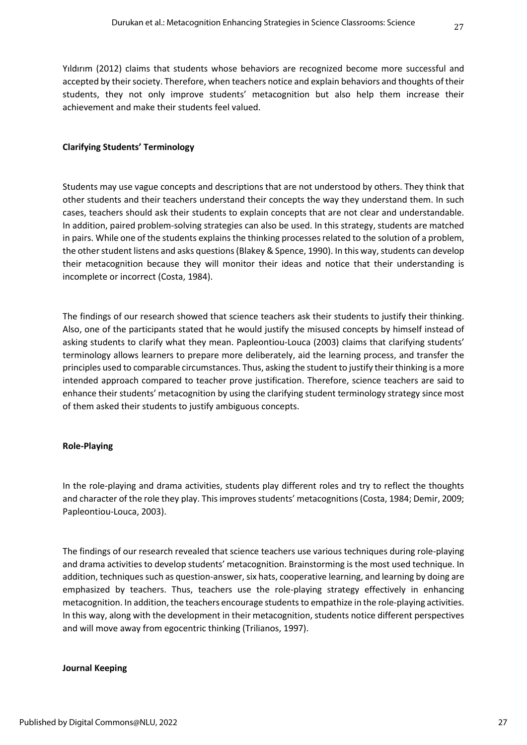Yıldırım (2012) claims that students whose behaviors are recognized become more successful and accepted by their society. Therefore, when teachers notice and explain behaviors and thoughts of their students, they not only improve students' metacognition but also help them increase their achievement and make their students feel valued.

**Clarifying Students' Terminology**

Students may use vague concepts and descriptions that are not understood by others. They think that other students and their teachers understand their concepts the way they understand them. In such cases, teachers should ask their students to explain concepts that are not clear and understandable. In addition, paired problem-solving strategies can also be used. In this strategy, students are matched in pairs. While one of the students explains the thinking processes related to the solution of a problem, the other student listens and asks questions (Blakey & Spence, 1990). In this way, students can develop their metacognition because they will monitor their ideas and notice that their understanding is incomplete or incorrect (Costa, 1984).

The findings of our research showed that science teachers ask their students to justify their thinking. Also, one of the participants stated that he would justify the misused concepts by himself instead of asking students to clarify what they mean. Papleontiou-Louca (2003) claims that clarifying students' terminology allows learners to prepare more deliberately, aid the learning process, and transfer the principles used to comparable circumstances. Thus, asking the student to justify their thinking is a more intended approach compared to teacher prove justification. Therefore, science teachers are said to enhance their students' metacognition by using the clarifying student terminology strategy since most of them asked their students to justify ambiguous concepts.

**Role-Playing**

In the role-playing and drama activities, students play different roles and try to reflect the thoughts and character of the role they play. This improves students' metacognitions (Costa, 1984; Demir, 2009; Papleontiou-Louca, 2003).

The findings of our research revealed that science teachers use various techniques during role-playing and drama activities to develop students' metacognition. Brainstorming is the most used technique. In addition, techniques such as question-answer, six hats, cooperative learning, and learning by doing are emphasized by teachers. Thus, teachers use the role-playing strategy effectively in enhancing metacognition. In addition, the teachers encourage students to empathize in the role-playing activities. In this way, along with the development in their metacognition, students notice different perspectives and will move away from egocentric thinking (Trilianos, 1997).

**Journal Keeping**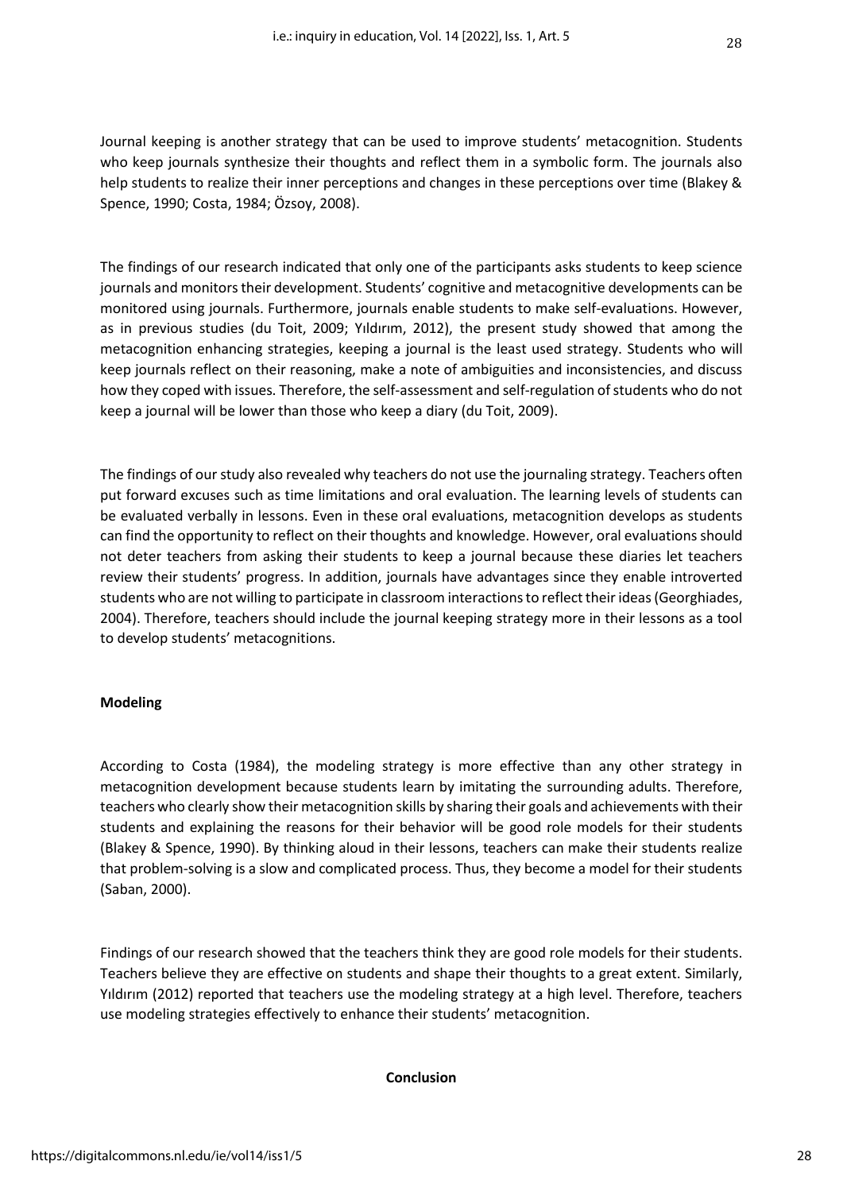Journal keeping is another strategy that can be used to improve students' metacognition. Students who keep journals synthesize their thoughts and reflect them in a symbolic form. The journals also help students to realize their inner perceptions and changes in these perceptions over time (Blakey & Spence, 1990; Costa, 1984; Özsoy, 2008).

The findings of our research indicated that only one of the participants asks students to keep science journals and monitors their development. Students' cognitive and metacognitive developments can be monitored using journals. Furthermore, journals enable students to make self-evaluations. However, as in previous studies (du Toit, 2009; Yıldırım, 2012), the present study showed that among the metacognition enhancing strategies, keeping a journal is the least used strategy. Students who will keep journals reflect on their reasoning, make a note of ambiguities and inconsistencies, and discuss how they coped with issues. Therefore, the self-assessment and self-regulation of students who do not keep a journal will be lower than those who keep a diary (du Toit, 2009).

The findings of our study also revealed why teachers do not use the journaling strategy. Teachers often put forward excuses such as time limitations and oral evaluation. The learning levels of students can be evaluated verbally in lessons. Even in these oral evaluations, metacognition develops as students can find the opportunity to reflect on their thoughts and knowledge. However, oral evaluations should not deter teachers from asking their students to keep a journal because these diaries let teachers review their students' progress. In addition, journals have advantages since they enable introverted students who are not willing to participate in classroom interactions to reflect their ideas (Georghiades, 2004). Therefore, teachers should include the journal keeping strategy more in their lessons as a tool to develop students' metacognitions.

**Modeling**

According to Costa (1984), the modeling strategy is more effective than any other strategy in metacognition development because students learn by imitating the surrounding adults. Therefore, teachers who clearly show their metacognition skills by sharing their goals and achievements with their students and explaining the reasons for their behavior will be good role models for their students (Blakey & Spence, 1990). By thinking aloud in their lessons, teachers can make their students realize that problem-solving is a slow and complicated process. Thus, they become a model for their students (Saban, 2000).

Findings of our research showed that the teachers think they are good role models for their students. Teachers believe they are effective on students and shape their thoughts to a great extent. Similarly, Yıldırım (2012) reported that teachers use the modeling strategy at a high level. Therefore, teachers use modeling strategies effectively to enhance their students' metacognition.

## Conclusion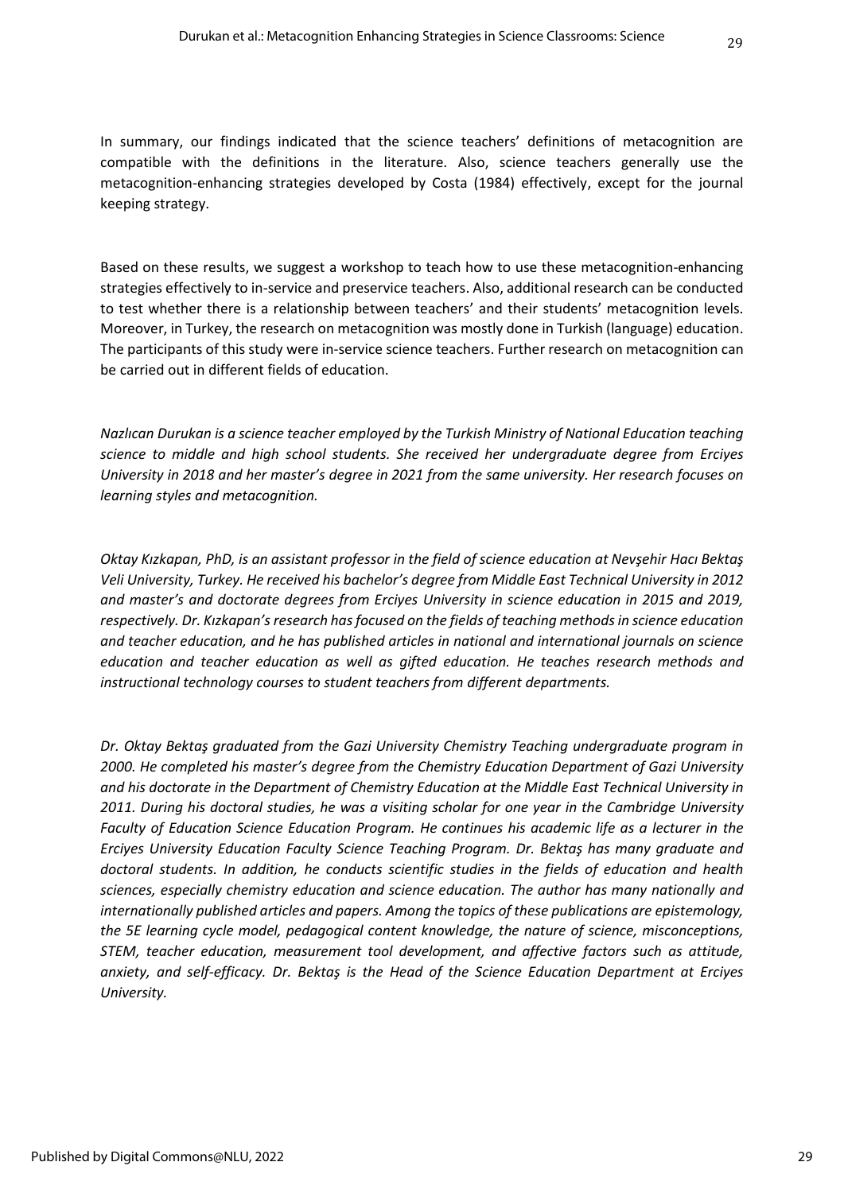In summary, our findings indicated that the science teachers' definitions of metacognition are compatible with the definitions in the literature. Also, science teachers generally use the metacognition-enhancing strategies developed by Costa (1984) effectively, except for the journal keeping strategy.

Based on these results, we suggest a workshop to teach how to use these metacognition-enhancing strategies effectively to in-service and preservice teachers. Also, additional research can be conducted to test whether there is a relationship between teachers' and their students' metacognition levels. Moreover, in Turkey, the research on metacognition was mostly done in Turkish (language) education. The participants of this study were in-service science teachers. Further research on metacognition can be carried out in different fields of education.

*Nazlıcan Durukan is a science teacher employed by the Turkish Ministry of National Education teaching science to middle and high school students. She received her undergraduate degree from Erciyes University in 2018 and her master's degree in 2021 from the same university. Her research focuses on learning styles and metacognition.*

*Oktay Kızkapan, PhD, is an assistant professor in the field of science education at Nevşehir Hacı Bektaş Veli University, Turkey. He received his bachelor's degree from Middle East Technical University in 2012 and master's and doctorate degrees from Erciyes University in science education in 2015 and 2019, respectively. Dr. Kızkapan's research has focused on the fields of teaching methods in science education and teacher education, and he has published articles in national and international journals on science education and teacher education as well as gifted education. He teaches research methods and instructional technology courses to student teachers from different departments.*

*Dr. Oktay Bektaş graduated from the Gazi University Chemistry Teaching undergraduate program in 2000. He completed his master's degree from the Chemistry Education Department of Gazi University and his doctorate in the Department of Chemistry Education at the Middle East Technical University in 2011. During his doctoral studies, he was a visiting scholar for one year in the Cambridge University Faculty of Education Science Education Program. He continues his academic life as a lecturer in the Erciyes University Education Faculty Science Teaching Program. Dr. Bektaş has many graduate and doctoral students. In addition, he conducts scientific studies in the fields of education and health sciences, especially chemistry education and science education. The author has many nationally and internationally published articles and papers. Among the topics of these publications are epistemology, the 5E learning cycle model, pedagogical content knowledge, the nature of science, misconceptions, STEM, teacher education, measurement tool development, and affective factors such as attitude, anxiety, and self-efficacy. Dr. Bektaş is the Head of the Science Education Department at Erciyes University.*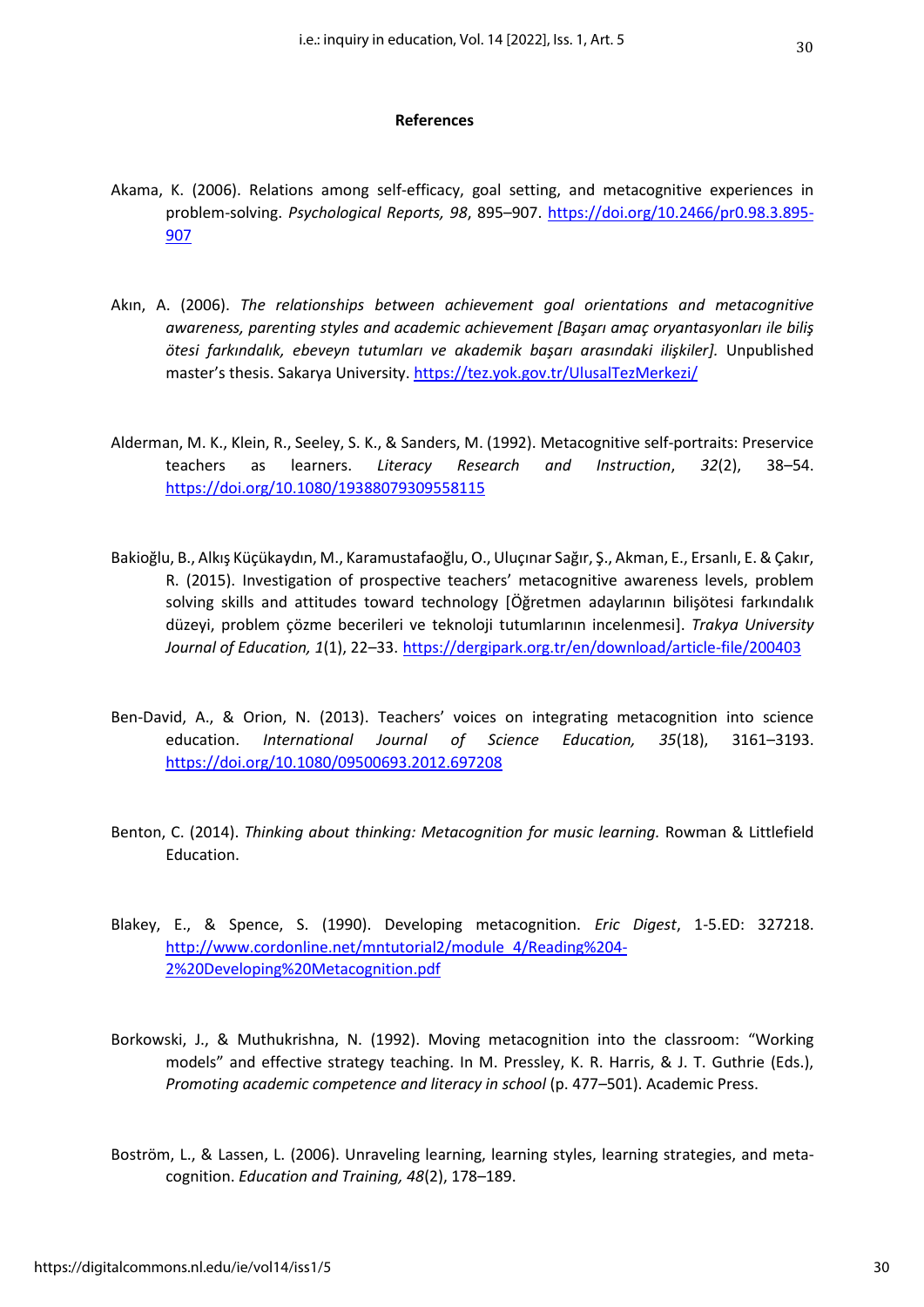## References

Akama, K. (2006). Relations among self-efficacy, goal setting, and metacognitive experiences in problem-solving. *Psychological Reports, 98*, 895–907. https://doi.org/10.2466/pr0.98.3.895-907

Akın, A. (2006). *The relationships between achievement goal orientations and metacognitive awareness, parenting styles and academic achievement [Başarı amaç oryantasyonları ile biliş ötesi farkındalık, ebeveyn tutumları ve akademik başarı arasındaki ilişkiler].* Unpublished master's thesis. Sakarya University. https://tez.yok.gov.tr/UlusalTezMerkezi/

Alderman, M. K., Klein, R., Seeley, S. K., & Sanders, M. (1992). Metacognitive self-portraits: Preservice teachers as learners. *Literacy Research and Instruction*, *32*(2), 38–54. https://doi.org/10.1080/19388079309558115

Bakioğlu, B., Alkış Küçükaydın, M., Karamustafaoğlu, O., Uluçınar Sağır, Ş., Akman, E., Ersanlı, E. & Çakır, R. (2015). Investigation of prospective teachers' metacognitive awareness levels, problem solving skills and attitudes toward technology [Öğretmen adaylarının bilişötesi farkındalık düzeyi, problem çözme becerileri ve teknoloji tutumlarının incelenmesi]. *Trakya University Journal of Education, 1*(1), 22–33. https://dergipark.org.tr/en/download/article-file/200403

Ben-David, A., & Orion, N. (2013). Teachers' voices on integrating metacognition into science education. *International Journal of Science Education, 35*(18), 3161–3193. https://doi.org/10.1080/09500693.2012.697208

Benton, C. (2014). *Thinking about thinking: Metacognition for music learning.* Rowman & Littlefield Education.

Blakey, E., & Spence, S. (1990). Developing metacognition. *Eric Digest*, 1-5.ED: 327218. http://www.cordonline.net/mntutorial2/module_4/Reading%204-2%20Developing%20Metacognition.pdf

Borkowski, J., & Muthukrishna, N. (1992). Moving metacognition into the classroom: "Working models" and effective strategy teaching. In M. Pressley, K. R. Harris, & J. T. Guthrie (Eds.), *Promoting academic competence and literacy in school* (p. 477–501). Academic Press.

Boström, L., & Lassen, L. (2006). Unraveling learning, learning styles, learning strategies, and meta-cognition. *Education and Training, 48*(2), 178–189.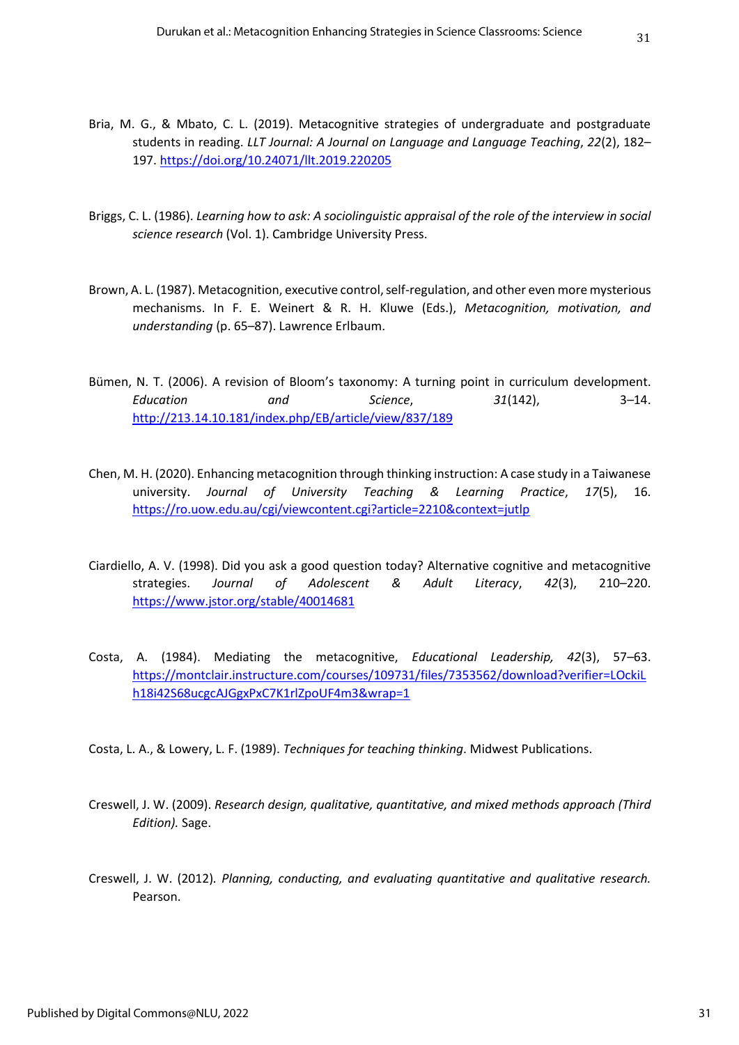Bria, M. G., & Mbato, C. L. (2019). Metacognitive strategies of undergraduate and postgraduate students in reading. *LLT Journal: A Journal on Language and Language Teaching*, *22*(2), 182–197. https://doi.org/10.24071/llt.2019.220205

Briggs, C. L. (1986). *Learning how to ask: A sociolinguistic appraisal of the role of the interview in social science research* (Vol. 1). Cambridge University Press.

Brown, A. L. (1987). Metacognition, executive control, self-regulation, and other even more mysterious mechanisms. In F. E. Weinert & R. H. Kluwe (Eds.), *Metacognition, motivation, and understanding* (p. 65–87). Lawrence Erlbaum.

Bümen, N. T. (2006). A revision of Bloom's taxonomy: A turning point in curriculum development. *Education and Science*, *31*(142), 3–14. http://213.14.10.181/index.php/EB/article/view/837/189

Chen, M. H. (2020). Enhancing metacognition through thinking instruction: A case study in a Taiwanese university. *Journal of University Teaching & Learning Practice*, *17*(5), 16. https://ro.uow.edu.au/cgi/viewcontent.cgi?article=2210&context=jutlp

Ciardiello, A. V. (1998). Did you ask a good question today? Alternative cognitive and metacognitive strategies. *Journal of Adolescent & Adult Literacy*, *42*(3), 210–220. https://www.jstor.org/stable/40014681

Costa, A. (1984). Mediating the metacognitive, *Educational Leadership, 42*(3), 57–63. https://montclair.instructure.com/courses/109731/files/7353562/download?verifier=LOckiLh18i42S68ucgcAJGgxPxC7K1rlZpoUF4m3&wrap=1

Costa, L. A., & Lowery, L. F. (1989). *Techniques for teaching thinking*. Midwest Publications.

Creswell, J. W. (2009). *Research design, qualitative, quantitative, and mixed methods approach (Third Edition).* Sage.

Creswell, J. W. (2012). *Planning, conducting, and evaluating quantitative and qualitative research.* Pearson.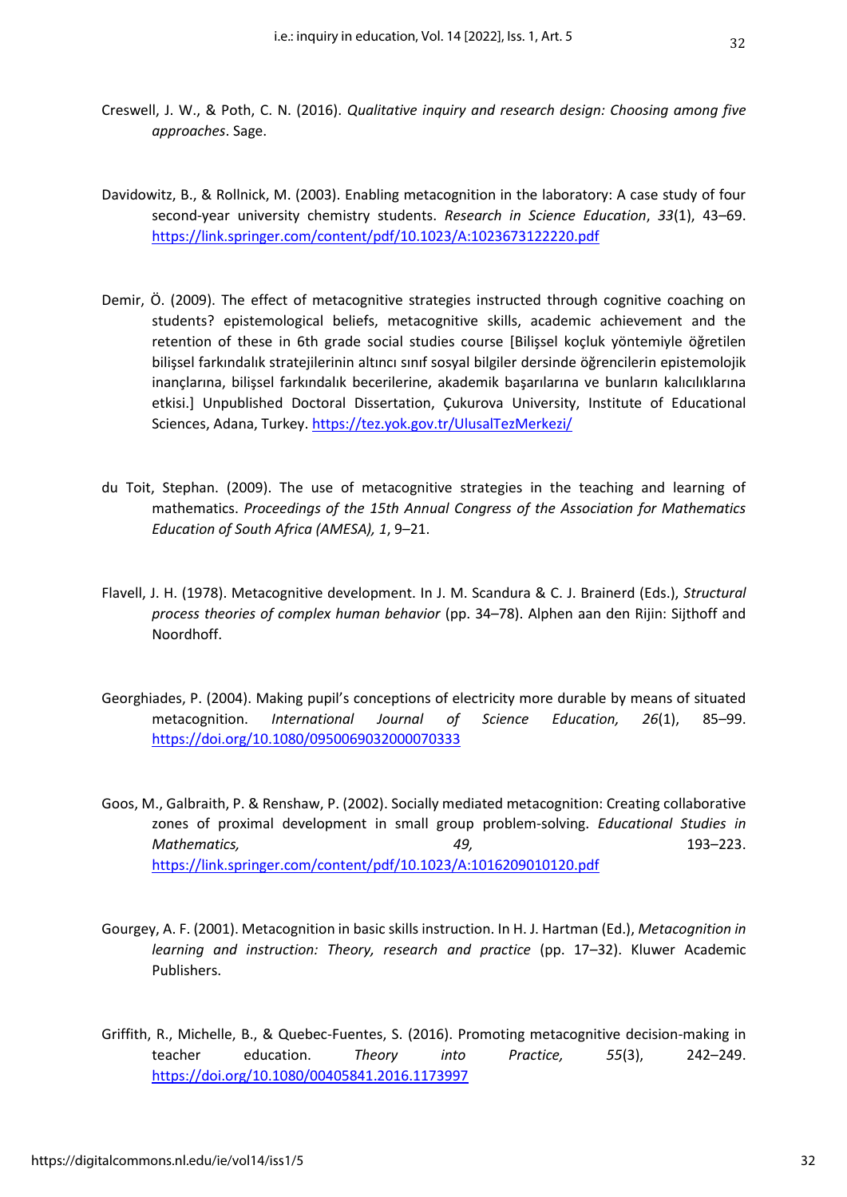Creswell, J. W., & Poth, C. N. (2016). *Qualitative inquiry and research design: Choosing among five approaches*. Sage.

Davidowitz, B., & Rollnick, M. (2003). Enabling metacognition in the laboratory: A case study of four second-year university chemistry students. *Research in Science Education*, *33*(1), 43–69. https://link.springer.com/content/pdf/10.1023/A:1023673122220.pdf

Demir, Ö. (2009). The effect of metacognitive strategies instructed through cognitive coaching on students? epistemological beliefs, metacognitive skills, academic achievement and the retention of these in 6th grade social studies course [Bilişsel koçluk yöntemiyle öğretilen bilişsel farkındalık stratejilerinin altıncı sınıf sosyal bilgiler dersinde öğrencilerin epistemolojik inançlarına, bilişsel farkındalık becerilerine, akademik başarılarına ve bunların kalıcılıklarına etkisi.] Unpublished Doctoral Dissertation, Çukurova University, Institute of Educational Sciences, Adana, Turkey. https://tez.yok.gov.tr/UlusalTezMerkezi/

du Toit, Stephan. (2009). The use of metacognitive strategies in the teaching and learning of mathematics. *Proceedings of the 15th Annual Congress of the Association for Mathematics Education of South Africa (AMESA), 1*, 9–21.

Flavell, J. H. (1978). Metacognitive development. In J. M. Scandura & C. J. Brainerd (Eds.), *Structural process theories of complex human behavior* (pp. 34–78). Alphen aan den Rijin: Sijthoff and Noordhoff.

Georghiades, P. (2004). Making pupil's conceptions of electricity more durable by means of situated metacognition. *International Journal of Science Education, 26*(1), 85–99. https://doi.org/10.1080/0950069032000070333

Goos, M., Galbraith, P. & Renshaw, P. (2002). Socially mediated metacognition: Creating collaborative zones of proximal development in small group problem-solving. *Educational Studies in Mathematics, 49,* 193–223. https://link.springer.com/content/pdf/10.1023/A:1016209010120.pdf

Gourgey, A. F. (2001). Metacognition in basic skills instruction. In H. J. Hartman (Ed.), *Metacognition in learning and instruction: Theory, research and practice* (pp. 17–32). Kluwer Academic Publishers.

Griffith, R., Michelle, B., & Quebec-Fuentes, S. (2016). Promoting metacognitive decision-making in teacher education. *Theory into Practice, 55*(3), 242–249. https://doi.org/10.1080/00405841.2016.1173997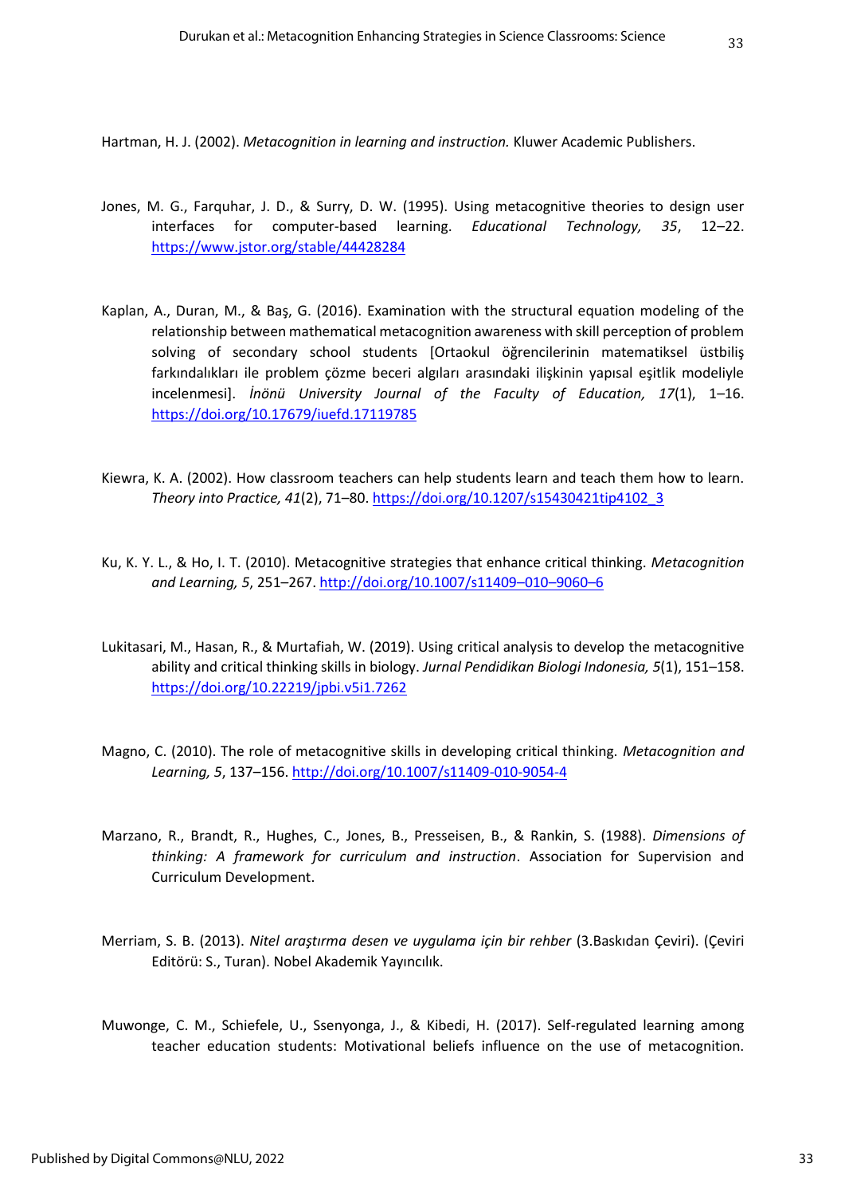Hartman, H. J. (2002). *Metacognition in learning and instruction.* Kluwer Academic Publishers.

Jones, M. G., Farquhar, J. D., & Surry, D. W. (1995). Using metacognitive theories to design user interfaces for computer-based learning. *Educational Technology, 35*, 12–22. https://www.jstor.org/stable/44428284

Kaplan, A., Duran, M., & Baş, G. (2016). Examination with the structural equation modeling of the relationship between mathematical metacognition awareness with skill perception of problem solving of secondary school students [Ortaokul öğrencilerinin matematiksel üstbiliş farkındalıkları ile problem çözme beceri algıları arasındaki ilişkinin yapısal eşitlik modeliyle incelenmesi]. *İnönü University Journal of the Faculty of Education, 17*(1), 1–16. https://doi.org/10.17679/iuefd.17119785

Kiewra, K. A. (2002). How classroom teachers can help students learn and teach them how to learn. *Theory into Practice, 41*(2), 71–80. https://doi.org/10.1207/s15430421tip4102_3

Ku, K. Y. L., & Ho, I. T. (2010). Metacognitive strategies that enhance critical thinking. *Metacognition and Learning, 5*, 251–267. http://doi.org/10.1007/s11409–010–9060–6

Lukitasari, M., Hasan, R., & Murtafiah, W. (2019). Using critical analysis to develop the metacognitive ability and critical thinking skills in biology. *Jurnal Pendidikan Biologi Indonesia, 5*(1), 151–158. https://doi.org/10.22219/jpbi.v5i1.7262

Magno, C. (2010). The role of metacognitive skills in developing critical thinking. *Metacognition and Learning, 5*, 137–156. http://doi.org/10.1007/s11409-010-9054-4

Marzano, R., Brandt, R., Hughes, C., Jones, B., Presseisen, B., & Rankin, S. (1988). *Dimensions of thinking: A framework for curriculum and instruction*. Association for Supervision and Curriculum Development.

Merriam, S. B. (2013). *Nitel araştırma desen ve uygulama için bir rehber* (3.Baskıdan Çeviri). (Çeviri Editörü: S., Turan). Nobel Akademik Yayıncılık.

Muwonge, C. M., Schiefele, U., Ssenyonga, J., & Kibedi, H. (2017). Self-regulated learning among teacher education students: Motivational beliefs influence on the use of metacognition.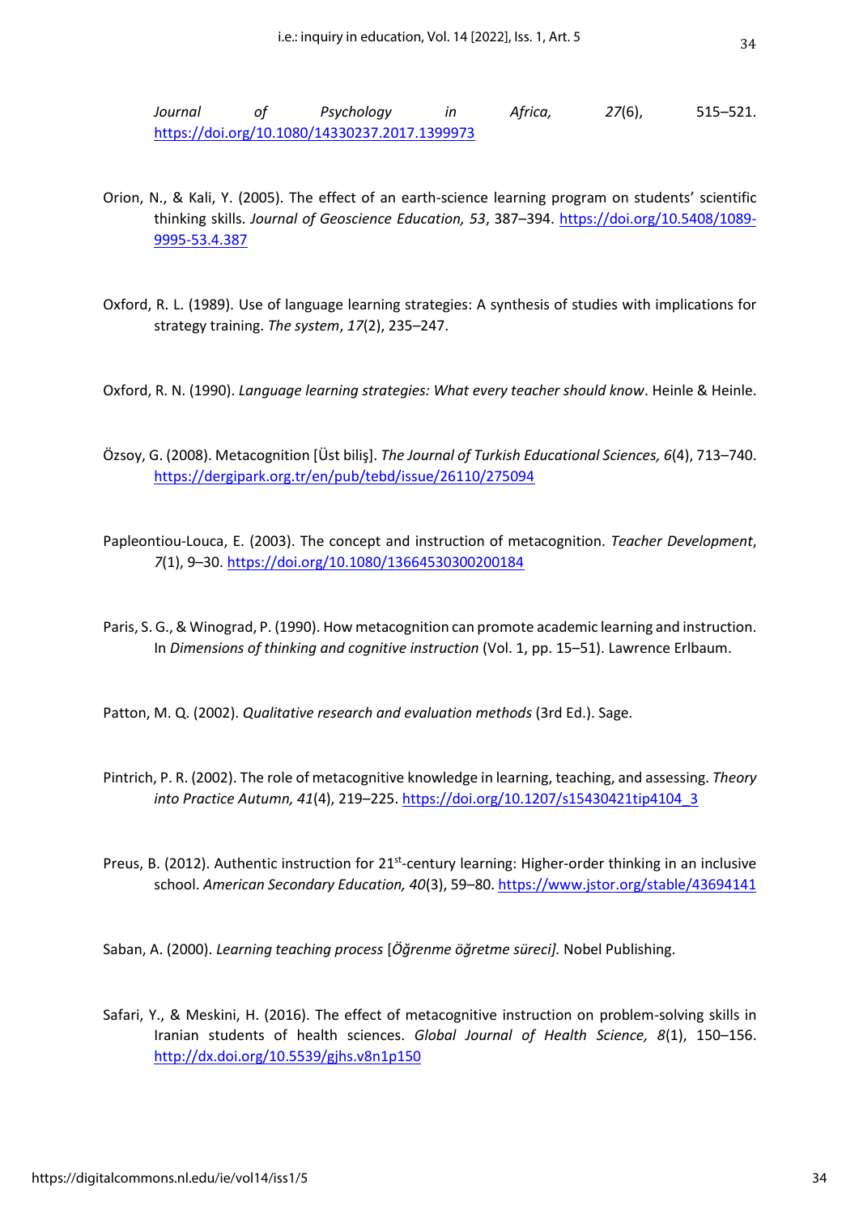*Journal of Psychology in Africa, 27*(6), 515–521. https://doi.org/10.1080/14330237.2017.1399973

Orion, N., & Kali, Y. (2005). The effect of an earth-science learning program on students' scientific thinking skills. *Journal of Geoscience Education, 53*, 387–394. https://doi.org/10.5408/1089-9995-53.4.387

Oxford, R. L. (1989). Use of language learning strategies: A synthesis of studies with implications for strategy training. *The system*, *17*(2), 235–247.

Oxford, R. N. (1990). *Language learning strategies: What every teacher should know*. Heinle & Heinle.

Özsoy, G. (2008). Metacognition [Üst biliş]. *The Journal of Turkish Educational Sciences, 6*(4), 713–740. https://dergipark.org.tr/en/pub/tebd/issue/26110/275094

Papleontiou-Louca, E. (2003). The concept and instruction of metacognition. *Teacher Development*, *7*(1), 9–30. https://doi.org/10.1080/13664530300200184

Paris, S. G., & Winograd, P. (1990). How metacognition can promote academic learning and instruction. In *Dimensions of thinking and cognitive instruction* (Vol. 1, pp. 15–51). Lawrence Erlbaum.

Patton, M. Q. (2002). *Qualitative research and evaluation methods* (3rd Ed.). Sage.

Pintrich, P. R. (2002). The role of metacognitive knowledge in learning, teaching, and assessing. *Theory into Practice Autumn, 41*(4), 219–225. https://doi.org/10.1207/s15430421tip4104_3

Preus, B. (2012). Authentic instruction for 21st-century learning: Higher-order thinking in an inclusive school. *American Secondary Education, 40*(3), 59–80. https://www.jstor.org/stable/43694141

Saban, A. (2000). *Learning teaching process* [*Öğrenme öğretme süreci].* Nobel Publishing.

Safari, Y., & Meskini, H. (2016). The effect of metacognitive instruction on problem-solving skills in Iranian students of health sciences. *Global Journal of Health Science, 8*(1), 150–156. http://dx.doi.org/10.5539/gjhs.v8n1p150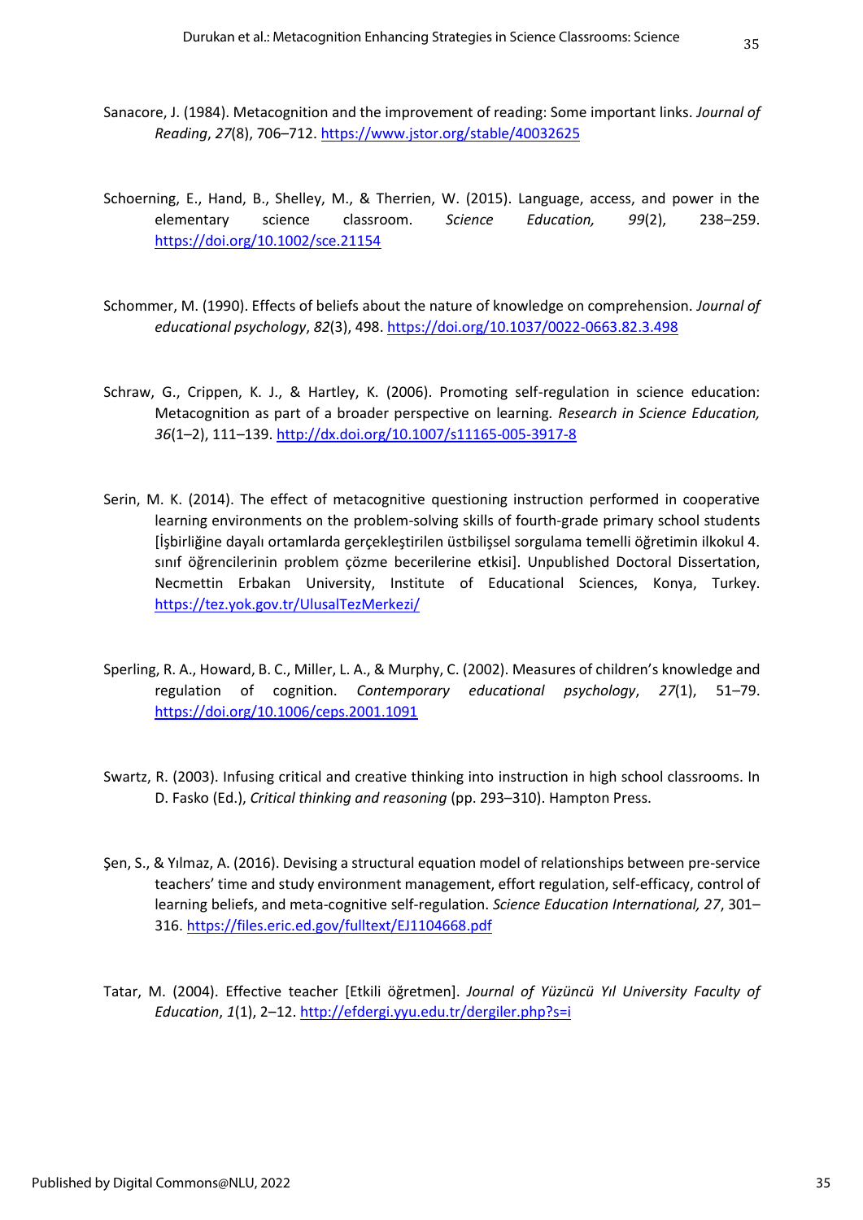Sanacore, J. (1984). Metacognition and the improvement of reading: Some important links. *Journal of Reading*, *27*(8), 706–712. https://www.jstor.org/stable/40032625

Schoerning, E., Hand, B., Shelley, M., & Therrien, W. (2015). Language, access, and power in the elementary science classroom. *Science Education, 99*(2), 238–259. https://doi.org/10.1002/sce.21154

Schommer, M. (1990). Effects of beliefs about the nature of knowledge on comprehension. *Journal of educational psychology*, *82*(3), 498. https://doi.org/10.1037/0022-0663.82.3.498

Schraw, G., Crippen, K. J., & Hartley, K. (2006). Promoting self-regulation in science education: Metacognition as part of a broader perspective on learning. *Research in Science Education, 36*(1–2), 111–139. http://dx.doi.org/10.1007/s11165-005-3917-8

Serin, M. K. (2014). The effect of metacognitive questioning instruction performed in cooperative learning environments on the problem-solving skills of fourth-grade primary school students [İşbirliğine dayalı ortamlarda gerçekleştirilen üstbilişsel sorgulama temelli öğretimin ilkokul 4. sınıf öğrencilerinin problem çözme becerilerine etkisi]. Unpublished Doctoral Dissertation, Necmettin Erbakan University, Institute of Educational Sciences, Konya, Turkey. https://tez.yok.gov.tr/UlusalTezMerkezi/

Sperling, R. A., Howard, B. C., Miller, L. A., & Murphy, C. (2002). Measures of children's knowledge and regulation of cognition. *Contemporary educational psychology*, *27*(1), 51–79. https://doi.org/10.1006/ceps.2001.1091

Swartz, R. (2003). Infusing critical and creative thinking into instruction in high school classrooms. In D. Fasko (Ed.), *Critical thinking and reasoning* (pp. 293–310). Hampton Press.

Şen, S., & Yılmaz, A. (2016). Devising a structural equation model of relationships between pre-service teachers' time and study environment management, effort regulation, self-efficacy, control of learning beliefs, and meta-cognitive self-regulation. *Science Education International, 27*, 301–316. https://files.eric.ed.gov/fulltext/EJ1104668.pdf

Tatar, M. (2004). Effective teacher [Etkili öğretmen]. *Journal of Yüzüncü Yıl University Faculty of Education*, *1*(1), 2–12. http://efdergi.yyu.edu.tr/dergiler.php?s=i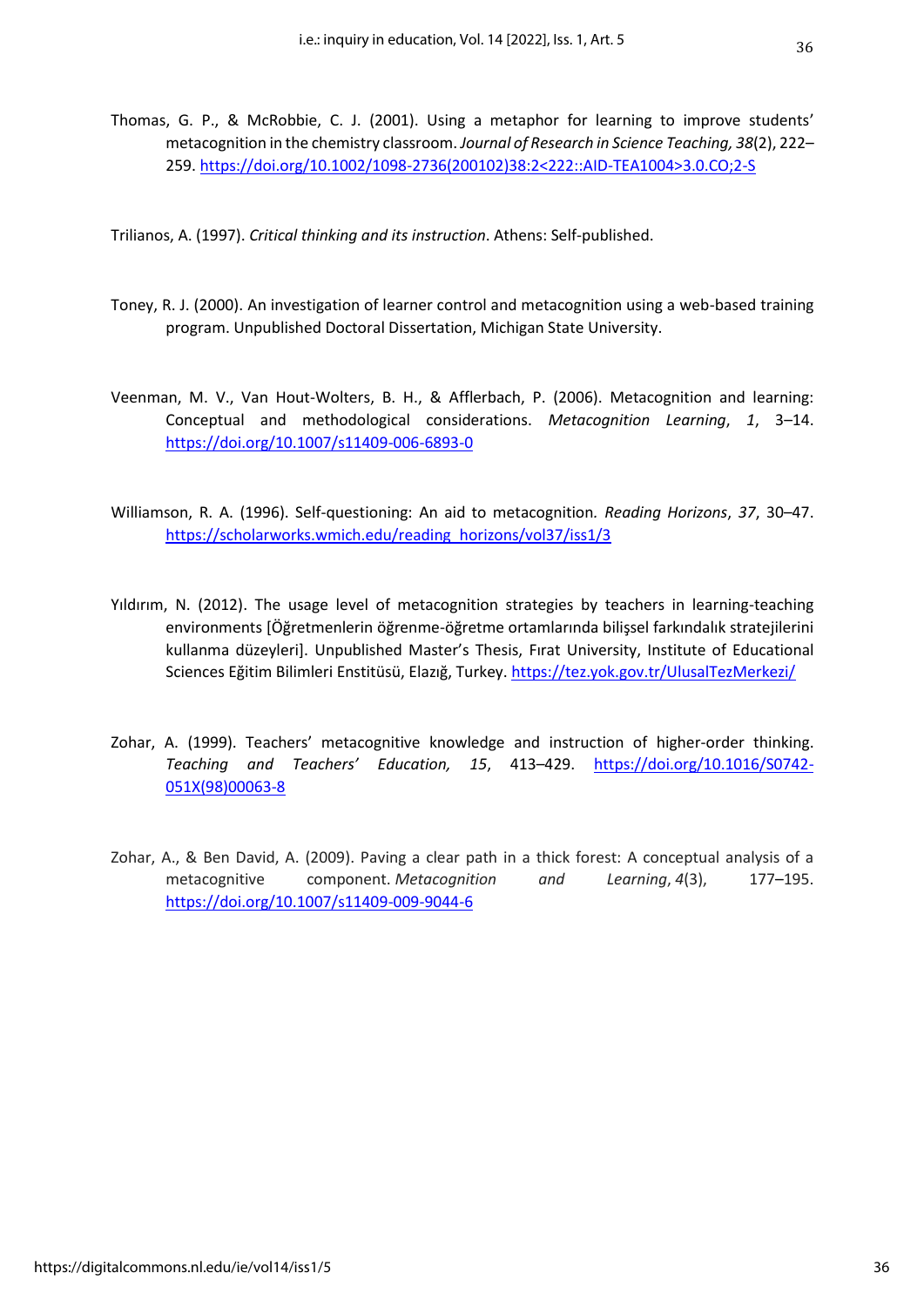Thomas, G. P., & McRobbie, C. J. (2001). Using a metaphor for learning to improve students' metacognition in the chemistry classroom. *Journal of Research in Science Teaching, 38*(2), 222–259. https://doi.org/10.1002/1098-2736(200102)38:2<222::AID-TEA1004>3.0.CO;2-S

Trilianos, A. (1997). *Critical thinking and its instruction*. Athens: Self-published.

Toney, R. J. (2000). An investigation of learner control and metacognition using a web-based training program. Unpublished Doctoral Dissertation, Michigan State University.

Veenman, M. V., Van Hout-Wolters, B. H., & Afflerbach, P. (2006). Metacognition and learning: Conceptual and methodological considerations. *Metacognition Learning*, *1*, 3–14. https://doi.org/10.1007/s11409-006-6893-0

Williamson, R. A. (1996). Self-questioning: An aid to metacognition*. Reading Horizons*, *37*, 30–47. https://scholarworks.wmich.edu/reading_horizons/vol37/iss1/3

Yıldırım, N. (2012). The usage level of metacognition strategies by teachers in learning-teaching environments [Öğretmenlerin öğrenme-öğretme ortamlarında bilişsel farkındalık stratejilerini kullanma düzeyleri]. Unpublished Master's Thesis, Fırat University, Institute of Educational Sciences Eğitim Bilimleri Enstitüsü, Elazığ, Turkey. https://tez.yok.gov.tr/UlusalTezMerkezi/

Zohar, A. (1999). Teachers' metacognitive knowledge and instruction of higher-order thinking. *Teaching and Teachers' Education, 15*, 413–429. https://doi.org/10.1016/S0742-051X(98)00063-8

Zohar, A., & Ben David, A. (2009). Paving a clear path in a thick forest: A conceptual analysis of a metacognitive component. *Metacognition and Learning*, *4*(3), 177–195. https://doi.org/10.1007/s11409-009-9044-6